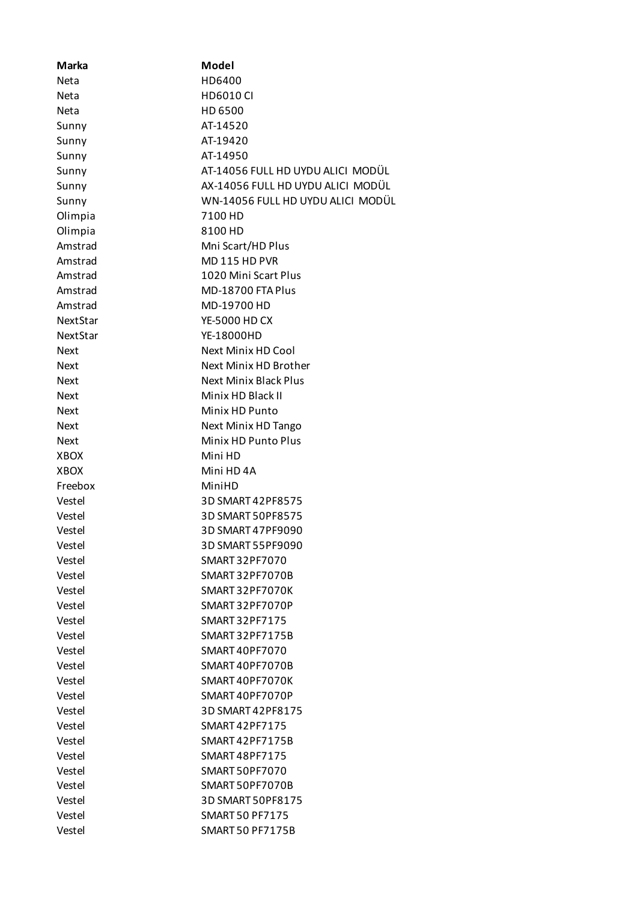| Marka | Model |
| --- | --- |
| Neta | HD6400 |
| Neta | HD6010 CI |
| Neta | HD 6500 |
| Sunny | AT-14520 |
| Sunny | AT-19420 |
| Sunny | AT-14950 |
| Sunny | AT-14056 FULL HD UYDU ALICI MODÜL |
| Sunny | AX-14056 FULL HD UYDU ALICI MODÜL |
| Sunny | WN-14056 FULL HD UYDU ALICI MODÜL |
| Olimpia | 7100 HD |
| Olimpia | 8100 HD |
| Amstrad | Mni Scart/HD Plus |
| Amstrad | MD 115 HD PVR |
| Amstrad | 1020 Mini Scart Plus |
| Amstrad | MD-18700 FTA Plus |
| Amstrad | MD-19700 HD |
| NextStar | YE-5000 HD CX |
| NextStar | YE-18000HD |
| Next | Next Minix HD Cool |
| Next | Next Minix HD Brother |
| Next | Next Minix Black Plus |
| Next | Minix HD Black II |
| Next | Minix HD Punto |
| Next | Next Minix HD Tango |
| Next | Minix HD Punto Plus |
| XBOX | Mini HD |
| XBOX | Mini HD 4A |
| Freebox | MiniHD |
| Vestel | 3D SMART 42PF8575 |
| Vestel | 3D SMART 50PF8575 |
| Vestel | 3D SMART 47PF9090 |
| Vestel | 3D SMART 55PF9090 |
| Vestel | SMART 32PF7070 |
| Vestel | SMART 32PF7070B |
| Vestel | SMART 32PF7070K |
| Vestel | SMART 32PF7070P |
| Vestel | SMART 32PF7175 |
| Vestel | SMART 32PF7175B |
| Vestel | SMART 40PF7070 |
| Vestel | SMART 40PF7070B |
| Vestel | SMART 40PF7070K |
| Vestel | SMART 40PF7070P |
| Vestel | 3D SMART 42PF8175 |
| Vestel | SMART 42PF7175 |
| Vestel | SMART 42PF7175B |
| Vestel | SMART 48PF7175 |
| Vestel | SMART 50PF7070 |
| Vestel | SMART 50PF7070B |
| Vestel | 3D SMART 50PF8175 |
| Vestel | SMART 50 PF7175 |
| Vestel | SMART 50 PF7175B |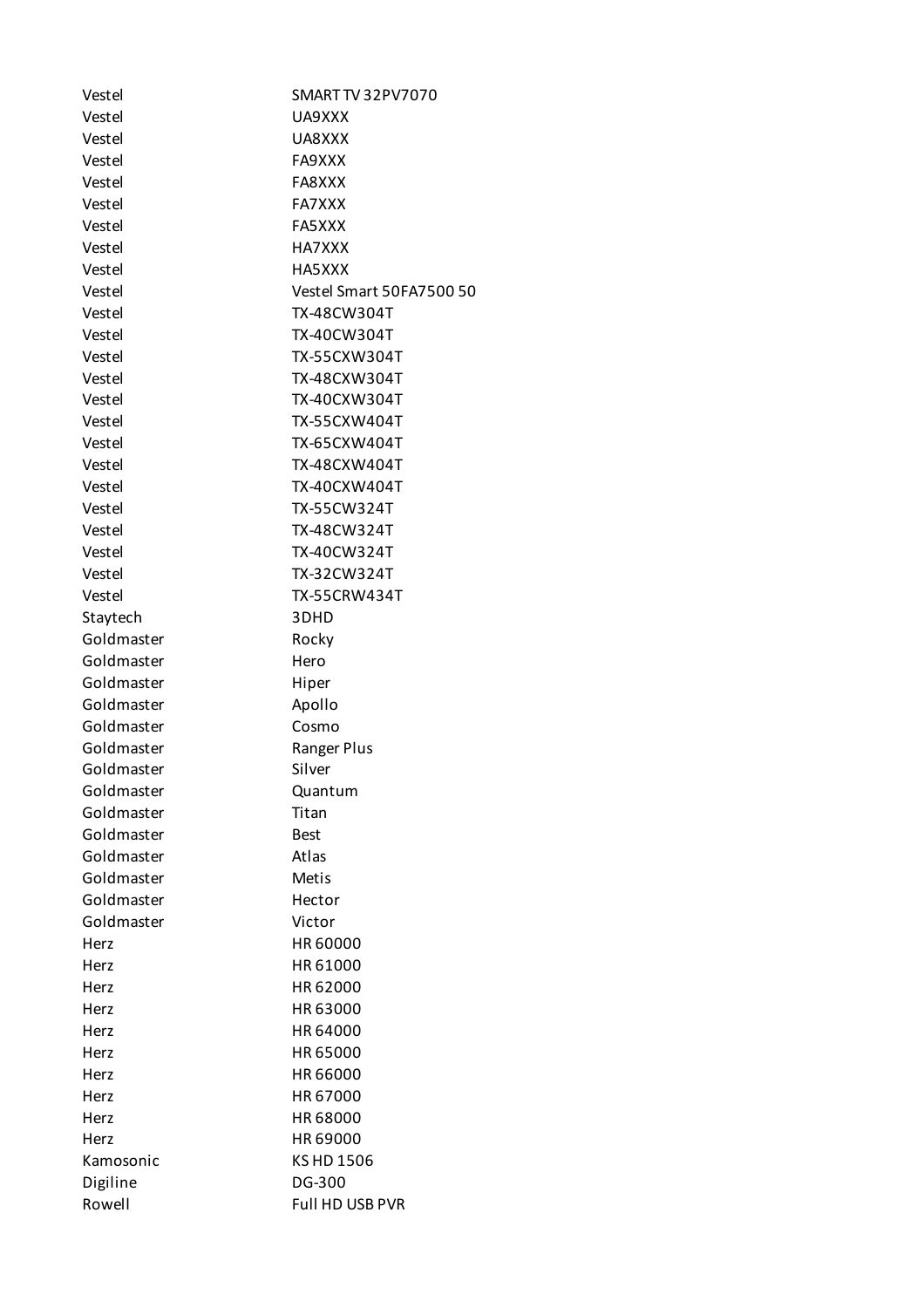| | |
|---|---|
| Vestel | SMART TV 32PV7070 |
| Vestel | UA9XXX |
| Vestel | UA8XXX |
| Vestel | FA9XXX |
| Vestel | FA8XXX |
| Vestel | FA7XXX |
| Vestel | FA5XXX |
| Vestel | HA7XXX |
| Vestel | HA5XXX |
| Vestel | Vestel Smart 50FA7500 50 |
| Vestel | TX-48CW304T |
| Vestel | TX-40CW304T |
| Vestel | TX-55CXW304T |
| Vestel | TX-48CXW304T |
| Vestel | TX-40CXW304T |
| Vestel | TX-55CXW404T |
| Vestel | TX-65CXW404T |
| Vestel | TX-48CXW404T |
| Vestel | TX-40CXW404T |
| Vestel | TX-55CW324T |
| Vestel | TX-48CW324T |
| Vestel | TX-40CW324T |
| Vestel | TX-32CW324T |
| Vestel | TX-55CRW434T |
| Staytech | 3DHD |
| Goldmaster | Rocky |
| Goldmaster | Hero |
| Goldmaster | Hiper |
| Goldmaster | Apollo |
| Goldmaster | Cosmo |
| Goldmaster | Ranger Plus |
| Goldmaster | Silver |
| Goldmaster | Quantum |
| Goldmaster | Titan |
| Goldmaster | Best |
| Goldmaster | Atlas |
| Goldmaster | Metis |
| Goldmaster | Hector |
| Goldmaster | Victor |
| Herz | HR 60000 |
| Herz | HR 61000 |
| Herz | HR 62000 |
| Herz | HR 63000 |
| Herz | HR 64000 |
| Herz | HR 65000 |
| Herz | HR 66000 |
| Herz | HR 67000 |
| Herz | HR 68000 |
| Herz | HR 69000 |
| Kamosonic | KS HD 1506 |
| Digiline | DG-300 |
| Rowell | Full HD USB PVR |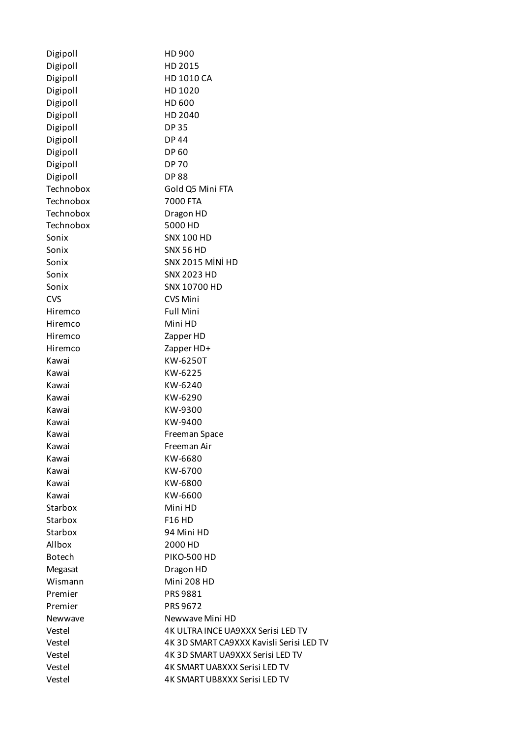| | |
|---|---|
| Digipoll | HD 900 |
| Digipoll | HD 2015 |
| Digipoll | HD 1010 CA |
| Digipoll | HD 1020 |
| Digipoll | HD 600 |
| Digipoll | HD 2040 |
| Digipoll | DP 35 |
| Digipoll | DP 44 |
| Digipoll | DP 60 |
| Digipoll | DP 70 |
| Digipoll | DP 88 |
| Technobox | Gold Q5 Mini FTA |
| Technobox | 7000 FTA |
| Technobox | Dragon HD |
| Technobox | 5000 HD |
| Sonix | SNX 100 HD |
| Sonix | SNX 56 HD |
| Sonix | SNX 2015 MİNİ HD |
| Sonix | SNX 2023 HD |
| Sonix | SNX 10700 HD |
| CVS | CVS Mini |
| Hiremco | Full Mini |
| Hiremco | Mini HD |
| Hiremco | Zapper HD |
| Hiremco | Zapper HD+ |
| Kawai | KW-6250T |
| Kawai | KW-6225 |
| Kawai | KW-6240 |
| Kawai | KW-6290 |
| Kawai | KW-9300 |
| Kawai | KW-9400 |
| Kawai | Freeman Space |
| Kawai | Freeman Air |
| Kawai | KW-6680 |
| Kawai | KW-6700 |
| Kawai | KW-6800 |
| Kawai | KW-6600 |
| Starbox | Mini HD |
| Starbox | F16 HD |
| Starbox | 94 Mini HD |
| Allbox | 2000 HD |
| Botech | PIKO-500 HD |
| Megasat | Dragon HD |
| Wismann | Mini 208 HD |
| Premier | PRS 9881 |
| Premier | PRS 9672 |
| Newwave | Newwave Mini HD |
| Vestel | 4K ULTRA INCE UA9XXX Serisi LED TV |
| Vestel | 4K 3D SMART CA9XXX Kavisli Serisi LED TV |
| Vestel | 4K 3D SMART UA9XXX Serisi LED TV |
| Vestel | 4K SMART UA8XXX Serisi LED TV |
| Vestel | 4K SMART UB8XXX Serisi LED TV |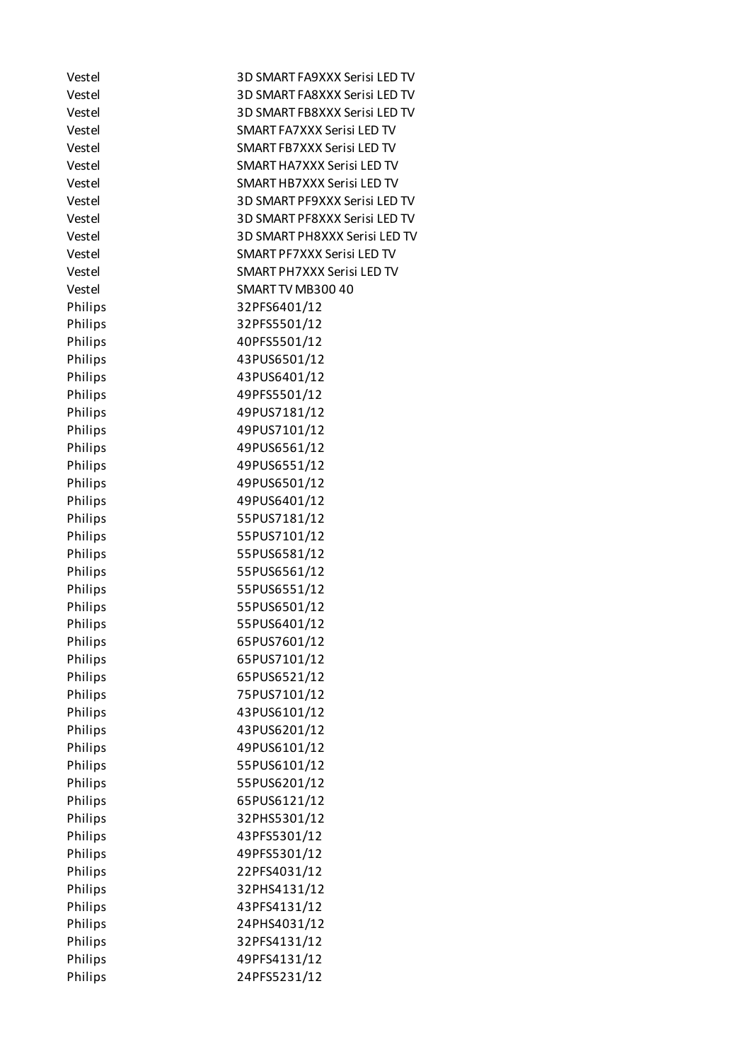| | |
|---|---|
| Vestel | 3D SMART FA9XXX Serisi LED TV |
| Vestel | 3D SMART FA8XXX Serisi LED TV |
| Vestel | 3D SMART FB8XXX Serisi LED TV |
| Vestel | SMART FA7XXX Serisi LED TV |
| Vestel | SMART FB7XXX Serisi LED TV |
| Vestel | SMART HA7XXX Serisi LED TV |
| Vestel | SMART HB7XXX Serisi LED TV |
| Vestel | 3D SMART PF9XXX Serisi LED TV |
| Vestel | 3D SMART PF8XXX Serisi LED TV |
| Vestel | 3D SMART PH8XXX Serisi LED TV |
| Vestel | SMART PF7XXX Serisi LED TV |
| Vestel | SMART PH7XXX Serisi LED TV |
| Vestel | SMART TV MB300 40 |
| Philips | 32PFS6401/12 |
| Philips | 32PFS5501/12 |
| Philips | 40PFS5501/12 |
| Philips | 43PUS6501/12 |
| Philips | 43PUS6401/12 |
| Philips | 49PFS5501/12 |
| Philips | 49PUS7181/12 |
| Philips | 49PUS7101/12 |
| Philips | 49PUS6561/12 |
| Philips | 49PUS6551/12 |
| Philips | 49PUS6501/12 |
| Philips | 49PUS6401/12 |
| Philips | 55PUS7181/12 |
| Philips | 55PUS7101/12 |
| Philips | 55PUS6581/12 |
| Philips | 55PUS6561/12 |
| Philips | 55PUS6551/12 |
| Philips | 55PUS6501/12 |
| Philips | 55PUS6401/12 |
| Philips | 65PUS7601/12 |
| Philips | 65PUS7101/12 |
| Philips | 65PUS6521/12 |
| Philips | 75PUS7101/12 |
| Philips | 43PUS6101/12 |
| Philips | 43PUS6201/12 |
| Philips | 49PUS6101/12 |
| Philips | 55PUS6101/12 |
| Philips | 55PUS6201/12 |
| Philips | 65PUS6121/12 |
| Philips | 32PHS5301/12 |
| Philips | 43PFS5301/12 |
| Philips | 49PFS5301/12 |
| Philips | 22PFS4031/12 |
| Philips | 32PHS4131/12 |
| Philips | 43PFS4131/12 |
| Philips | 24PHS4031/12 |
| Philips | 32PFS4131/12 |
| Philips | 49PFS4131/12 |
| Philips | 24PFS5231/12 |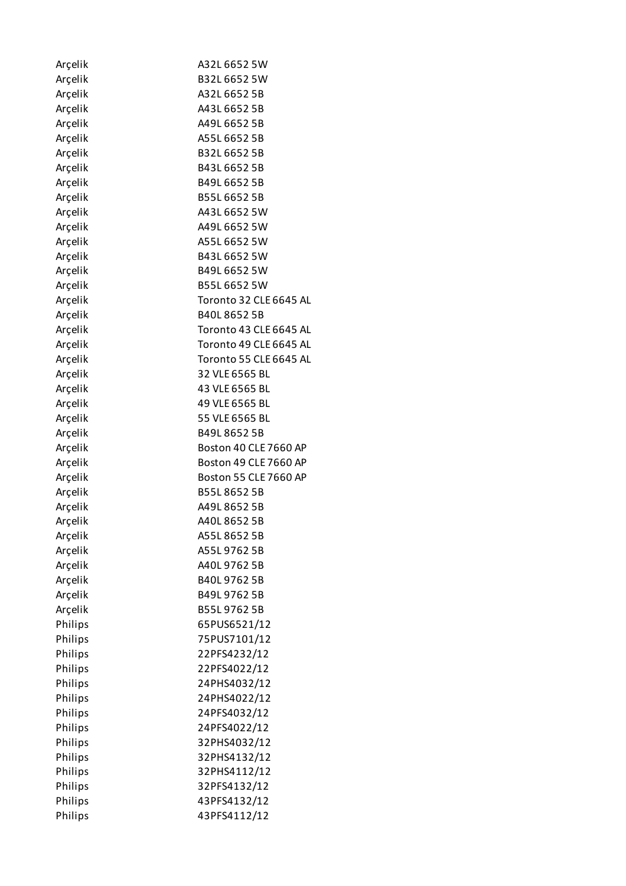| | |
|---|---|
| Arçelik | A32L 6652 5W |
| Arçelik | B32L 6652 5W |
| Arçelik | A32L 6652 5B |
| Arçelik | A43L 6652 5B |
| Arçelik | A49L 6652 5B |
| Arçelik | A55L 6652 5B |
| Arçelik | B32L 6652 5B |
| Arçelik | B43L 6652 5B |
| Arçelik | B49L 6652 5B |
| Arçelik | B55L 6652 5B |
| Arçelik | A43L 6652 5W |
| Arçelik | A49L 6652 5W |
| Arçelik | A55L 6652 5W |
| Arçelik | B43L 6652 5W |
| Arçelik | B49L 6652 5W |
| Arçelik | B55L 6652 5W |
| Arçelik | Toronto 32 CLE 6645 AL |
| Arçelik | B40L 8652 5B |
| Arçelik | Toronto 43 CLE 6645 AL |
| Arçelik | Toronto 49 CLE 6645 AL |
| Arçelik | Toronto 55 CLE 6645 AL |
| Arçelik | 32 VLE 6565 BL |
| Arçelik | 43 VLE 6565 BL |
| Arçelik | 49 VLE 6565 BL |
| Arçelik | 55 VLE 6565 BL |
| Arçelik | B49L 8652 5B |
| Arçelik | Boston 40 CLE 7660 AP |
| Arçelik | Boston 49 CLE 7660 AP |
| Arçelik | Boston 55 CLE 7660 AP |
| Arçelik | B55L 8652 5B |
| Arçelik | A49L 8652 5B |
| Arçelik | A40L 8652 5B |
| Arçelik | A55L 8652 5B |
| Arçelik | A55L 9762 5B |
| Arçelik | A40L 9762 5B |
| Arçelik | B40L 9762 5B |
| Arçelik | B49L 9762 5B |
| Arçelik | B55L 9762 5B |
| Philips | 65PUS6521/12 |
| Philips | 75PUS7101/12 |
| Philips | 22PFS4232/12 |
| Philips | 22PFS4022/12 |
| Philips | 24PHS4032/12 |
| Philips | 24PHS4022/12 |
| Philips | 24PFS4032/12 |
| Philips | 24PFS4022/12 |
| Philips | 32PHS4032/12 |
| Philips | 32PHS4132/12 |
| Philips | 32PHS4112/12 |
| Philips | 32PFS4132/12 |
| Philips | 43PFS4132/12 |
| Philips | 43PFS4112/12 |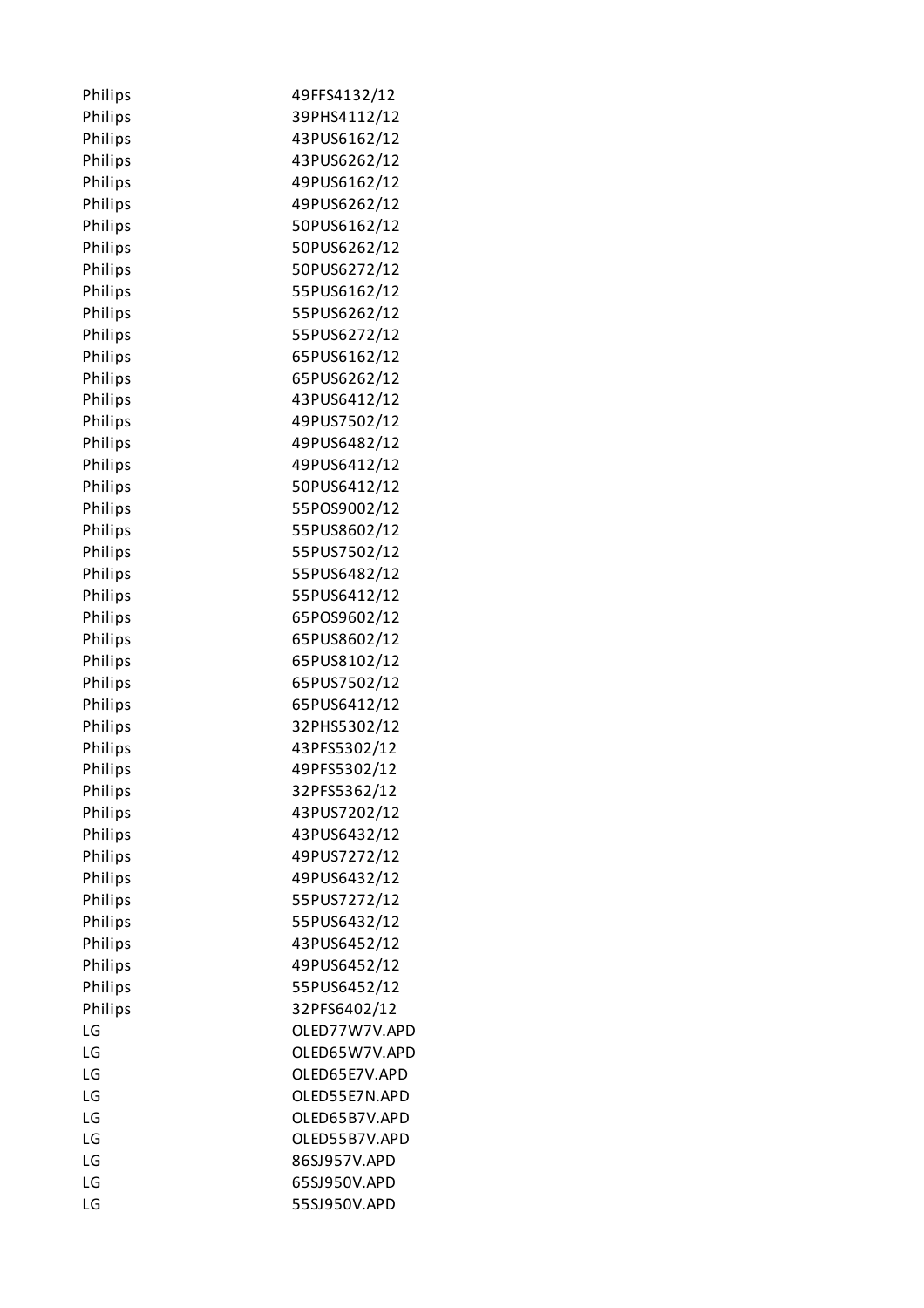| | |
|---|---|
| Philips | 49FFS4132/12 |
| Philips | 39PHS4112/12 |
| Philips | 43PUS6162/12 |
| Philips | 43PUS6262/12 |
| Philips | 49PUS6162/12 |
| Philips | 49PUS6262/12 |
| Philips | 50PUS6162/12 |
| Philips | 50PUS6262/12 |
| Philips | 50PUS6272/12 |
| Philips | 55PUS6162/12 |
| Philips | 55PUS6262/12 |
| Philips | 55PUS6272/12 |
| Philips | 65PUS6162/12 |
| Philips | 65PUS6262/12 |
| Philips | 43PUS6412/12 |
| Philips | 49PUS7502/12 |
| Philips | 49PUS6482/12 |
| Philips | 49PUS6412/12 |
| Philips | 50PUS6412/12 |
| Philips | 55POS9002/12 |
| Philips | 55PUS8602/12 |
| Philips | 55PUS7502/12 |
| Philips | 55PUS6482/12 |
| Philips | 55PUS6412/12 |
| Philips | 65POS9602/12 |
| Philips | 65PUS8602/12 |
| Philips | 65PUS8102/12 |
| Philips | 65PUS7502/12 |
| Philips | 65PUS6412/12 |
| Philips | 32PHS5302/12 |
| Philips | 43PFS5302/12 |
| Philips | 49PFS5302/12 |
| Philips | 32PFS5362/12 |
| Philips | 43PUS7202/12 |
| Philips | 43PUS6432/12 |
| Philips | 49PUS7272/12 |
| Philips | 49PUS6432/12 |
| Philips | 55PUS7272/12 |
| Philips | 55PUS6432/12 |
| Philips | 43PUS6452/12 |
| Philips | 49PUS6452/12 |
| Philips | 55PUS6452/12 |
| Philips | 32PFS6402/12 |
| LG | OLED77W7V.APD |
| LG | OLED65W7V.APD |
| LG | OLED65E7V.APD |
| LG | OLED55E7N.APD |
| LG | OLED65B7V.APD |
| LG | OLED55B7V.APD |
| LG | 86SJ957V.APD |
| LG | 65SJ950V.APD |
| LG | 55SJ950V.APD |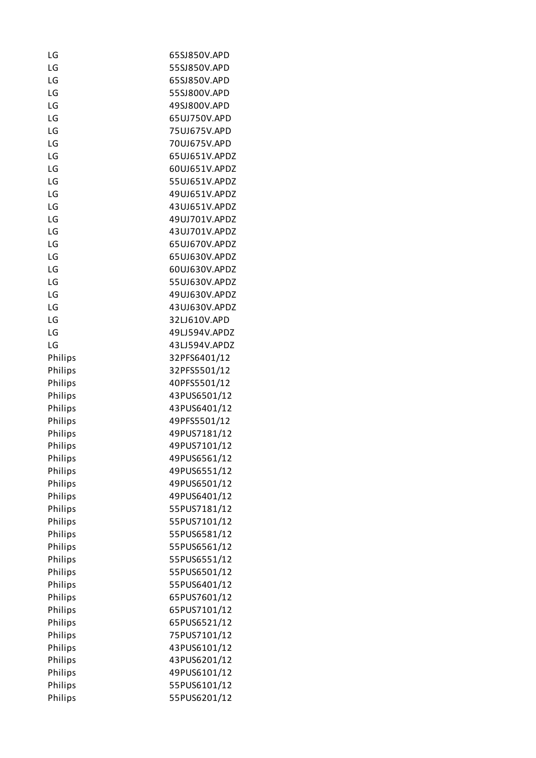| | |
|---|---|
| LG | 65SJ850V.APD |
| LG | 55SJ850V.APD |
| LG | 65SJ850V.APD |
| LG | 55SJ800V.APD |
| LG | 49SJ800V.APD |
| LG | 65UJ750V.APD |
| LG | 75UJ675V.APD |
| LG | 70UJ675V.APD |
| LG | 65UJ651V.APDZ |
| LG | 60UJ651V.APDZ |
| LG | 55UJ651V.APDZ |
| LG | 49UJ651V.APDZ |
| LG | 43UJ651V.APDZ |
| LG | 49UJ701V.APDZ |
| LG | 43UJ701V.APDZ |
| LG | 65UJ670V.APDZ |
| LG | 65UJ630V.APDZ |
| LG | 60UJ630V.APDZ |
| LG | 55UJ630V.APDZ |
| LG | 49UJ630V.APDZ |
| LG | 43UJ630V.APDZ |
| LG | 32LJ610V.APD |
| LG | 49LJ594V.APDZ |
| LG | 43LJ594V.APDZ |
| Philips | 32PFS6401/12 |
| Philips | 32PFS5501/12 |
| Philips | 40PFS5501/12 |
| Philips | 43PUS6501/12 |
| Philips | 43PUS6401/12 |
| Philips | 49PFS5501/12 |
| Philips | 49PUS7181/12 |
| Philips | 49PUS7101/12 |
| Philips | 49PUS6561/12 |
| Philips | 49PUS6551/12 |
| Philips | 49PUS6501/12 |
| Philips | 49PUS6401/12 |
| Philips | 55PUS7181/12 |
| Philips | 55PUS7101/12 |
| Philips | 55PUS6581/12 |
| Philips | 55PUS6561/12 |
| Philips | 55PUS6551/12 |
| Philips | 55PUS6501/12 |
| Philips | 55PUS6401/12 |
| Philips | 65PUS7601/12 |
| Philips | 65PUS7101/12 |
| Philips | 65PUS6521/12 |
| Philips | 75PUS7101/12 |
| Philips | 43PUS6101/12 |
| Philips | 43PUS6201/12 |
| Philips | 49PUS6101/12 |
| Philips | 55PUS6101/12 |
| Philips | 55PUS6201/12 |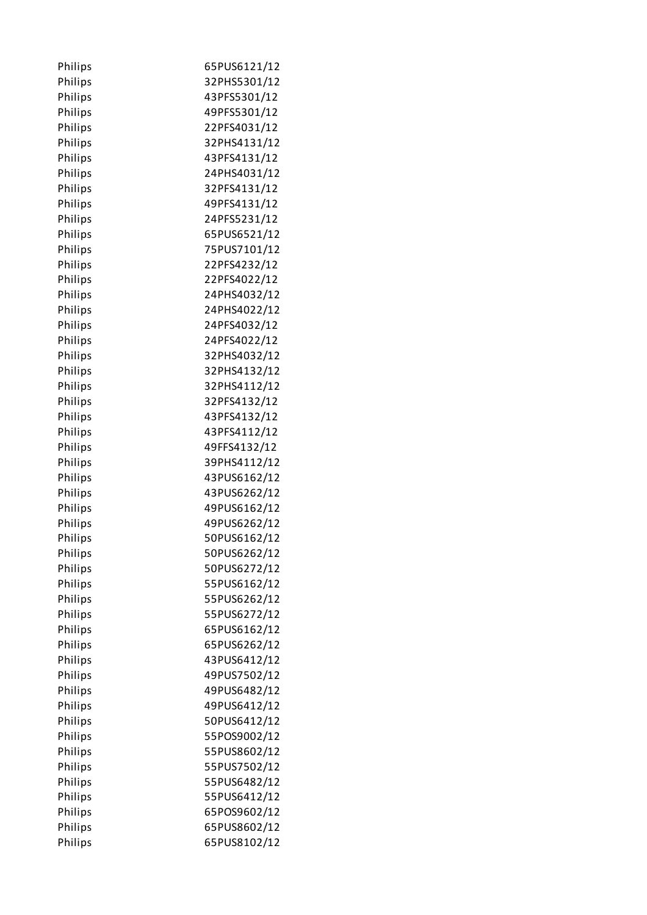| | |
|---|---|
| Philips | 65PUS6121/12 |
| Philips | 32PHS5301/12 |
| Philips | 43PFS5301/12 |
| Philips | 49PFS5301/12 |
| Philips | 22PFS4031/12 |
| Philips | 32PHS4131/12 |
| Philips | 43PFS4131/12 |
| Philips | 24PHS4031/12 |
| Philips | 32PFS4131/12 |
| Philips | 49PFS4131/12 |
| Philips | 24PFS5231/12 |
| Philips | 65PUS6521/12 |
| Philips | 75PUS7101/12 |
| Philips | 22PFS4232/12 |
| Philips | 22PFS4022/12 |
| Philips | 24PHS4032/12 |
| Philips | 24PHS4022/12 |
| Philips | 24PFS4032/12 |
| Philips | 24PFS4022/12 |
| Philips | 32PHS4032/12 |
| Philips | 32PHS4132/12 |
| Philips | 32PHS4112/12 |
| Philips | 32PFS4132/12 |
| Philips | 43PFS4132/12 |
| Philips | 43PFS4112/12 |
| Philips | 49FFS4132/12 |
| Philips | 39PHS4112/12 |
| Philips | 43PUS6162/12 |
| Philips | 43PUS6262/12 |
| Philips | 49PUS6162/12 |
| Philips | 49PUS6262/12 |
| Philips | 50PUS6162/12 |
| Philips | 50PUS6262/12 |
| Philips | 50PUS6272/12 |
| Philips | 55PUS6162/12 |
| Philips | 55PUS6262/12 |
| Philips | 55PUS6272/12 |
| Philips | 65PUS6162/12 |
| Philips | 65PUS6262/12 |
| Philips | 43PUS6412/12 |
| Philips | 49PUS7502/12 |
| Philips | 49PUS6482/12 |
| Philips | 49PUS6412/12 |
| Philips | 50PUS6412/12 |
| Philips | 55POS9002/12 |
| Philips | 55PUS8602/12 |
| Philips | 55PUS7502/12 |
| Philips | 55PUS6482/12 |
| Philips | 55PUS6412/12 |
| Philips | 65POS9602/12 |
| Philips | 65PUS8602/12 |
| Philips | 65PUS8102/12 |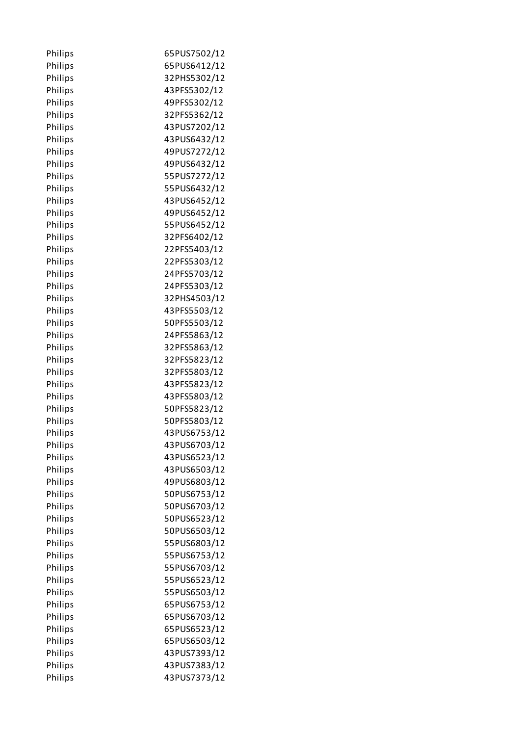| | |
|---|---|
| Philips | 65PUS7502/12 |
| Philips | 65PUS6412/12 |
| Philips | 32PHS5302/12 |
| Philips | 43PFS5302/12 |
| Philips | 49PFS5302/12 |
| Philips | 32PFS5362/12 |
| Philips | 43PUS7202/12 |
| Philips | 43PUS6432/12 |
| Philips | 49PUS7272/12 |
| Philips | 49PUS6432/12 |
| Philips | 55PUS7272/12 |
| Philips | 55PUS6432/12 |
| Philips | 43PUS6452/12 |
| Philips | 49PUS6452/12 |
| Philips | 55PUS6452/12 |
| Philips | 32PFS6402/12 |
| Philips | 22PFS5403/12 |
| Philips | 22PFS5303/12 |
| Philips | 24PFS5703/12 |
| Philips | 24PFS5303/12 |
| Philips | 32PHS4503/12 |
| Philips | 43PFS5503/12 |
| Philips | 50PFS5503/12 |
| Philips | 24PFS5863/12 |
| Philips | 32PFS5863/12 |
| Philips | 32PFS5823/12 |
| Philips | 32PFS5803/12 |
| Philips | 43PFS5823/12 |
| Philips | 43PFS5803/12 |
| Philips | 50PFS5823/12 |
| Philips | 50PFS5803/12 |
| Philips | 43PUS6753/12 |
| Philips | 43PUS6703/12 |
| Philips | 43PUS6523/12 |
| Philips | 43PUS6503/12 |
| Philips | 49PUS6803/12 |
| Philips | 50PUS6753/12 |
| Philips | 50PUS6703/12 |
| Philips | 50PUS6523/12 |
| Philips | 50PUS6503/12 |
| Philips | 55PUS6803/12 |
| Philips | 55PUS6753/12 |
| Philips | 55PUS6703/12 |
| Philips | 55PUS6523/12 |
| Philips | 55PUS6503/12 |
| Philips | 65PUS6753/12 |
| Philips | 65PUS6703/12 |
| Philips | 65PUS6523/12 |
| Philips | 65PUS6503/12 |
| Philips | 43PUS7393/12 |
| Philips | 43PUS7383/12 |
| Philips | 43PUS7373/12 |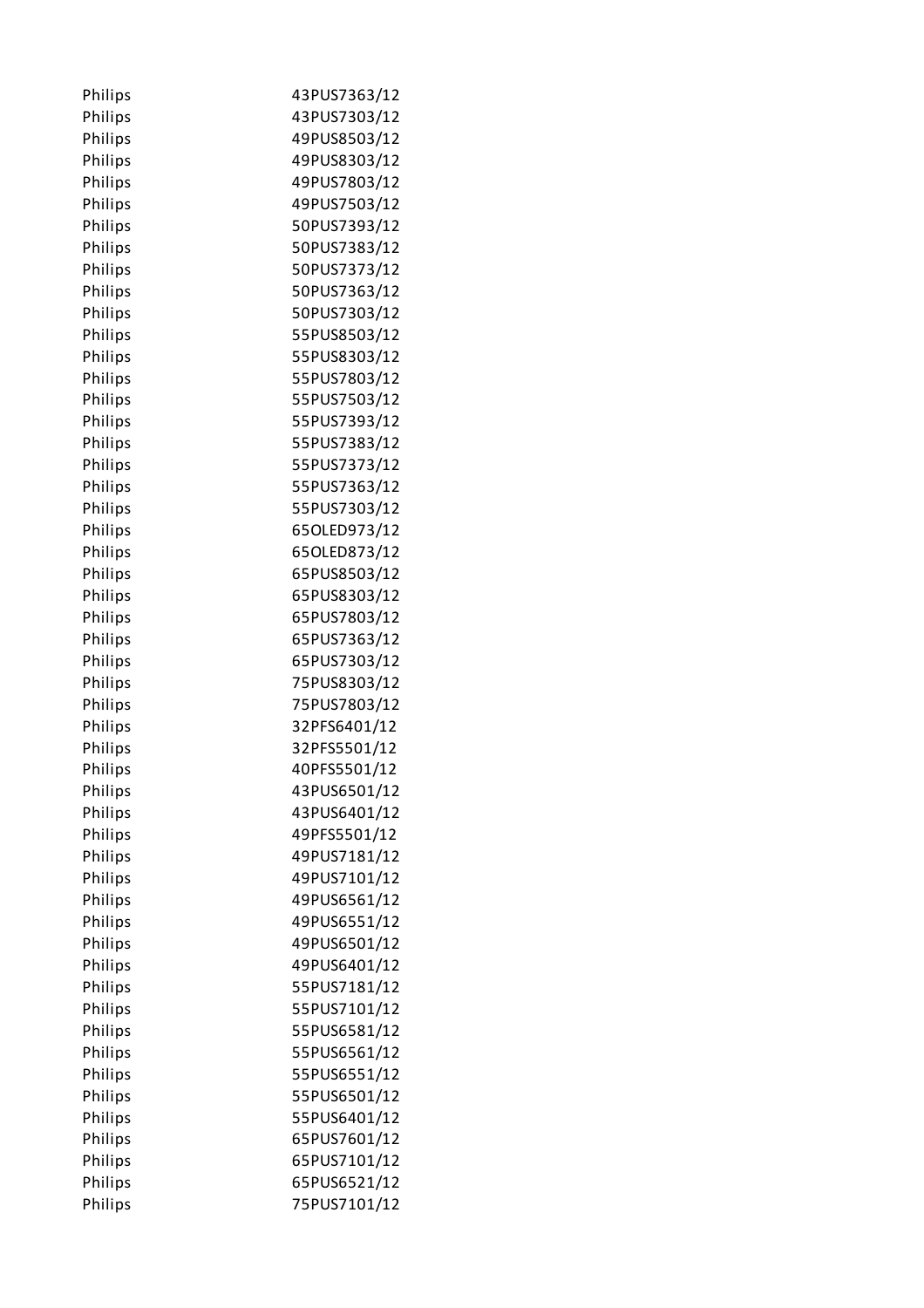| | |
|---|---|
| Philips | 43PUS7363/12 |
| Philips | 43PUS7303/12 |
| Philips | 49PUS8503/12 |
| Philips | 49PUS8303/12 |
| Philips | 49PUS7803/12 |
| Philips | 49PUS7503/12 |
| Philips | 50PUS7393/12 |
| Philips | 50PUS7383/12 |
| Philips | 50PUS7373/12 |
| Philips | 50PUS7363/12 |
| Philips | 50PUS7303/12 |
| Philips | 55PUS8503/12 |
| Philips | 55PUS8303/12 |
| Philips | 55PUS7803/12 |
| Philips | 55PUS7503/12 |
| Philips | 55PUS7393/12 |
| Philips | 55PUS7383/12 |
| Philips | 55PUS7373/12 |
| Philips | 55PUS7363/12 |
| Philips | 55PUS7303/12 |
| Philips | 65OLED973/12 |
| Philips | 65OLED873/12 |
| Philips | 65PUS8503/12 |
| Philips | 65PUS8303/12 |
| Philips | 65PUS7803/12 |
| Philips | 65PUS7363/12 |
| Philips | 65PUS7303/12 |
| Philips | 75PUS8303/12 |
| Philips | 75PUS7803/12 |
| Philips | 32PFS6401/12 |
| Philips | 32PFS5501/12 |
| Philips | 40PFS5501/12 |
| Philips | 43PUS6501/12 |
| Philips | 43PUS6401/12 |
| Philips | 49PFS5501/12 |
| Philips | 49PUS7181/12 |
| Philips | 49PUS7101/12 |
| Philips | 49PUS6561/12 |
| Philips | 49PUS6551/12 |
| Philips | 49PUS6501/12 |
| Philips | 49PUS6401/12 |
| Philips | 55PUS7181/12 |
| Philips | 55PUS7101/12 |
| Philips | 55PUS6581/12 |
| Philips | 55PUS6561/12 |
| Philips | 55PUS6551/12 |
| Philips | 55PUS6501/12 |
| Philips | 55PUS6401/12 |
| Philips | 65PUS7601/12 |
| Philips | 65PUS7101/12 |
| Philips | 65PUS6521/12 |
| Philips | 75PUS7101/12 |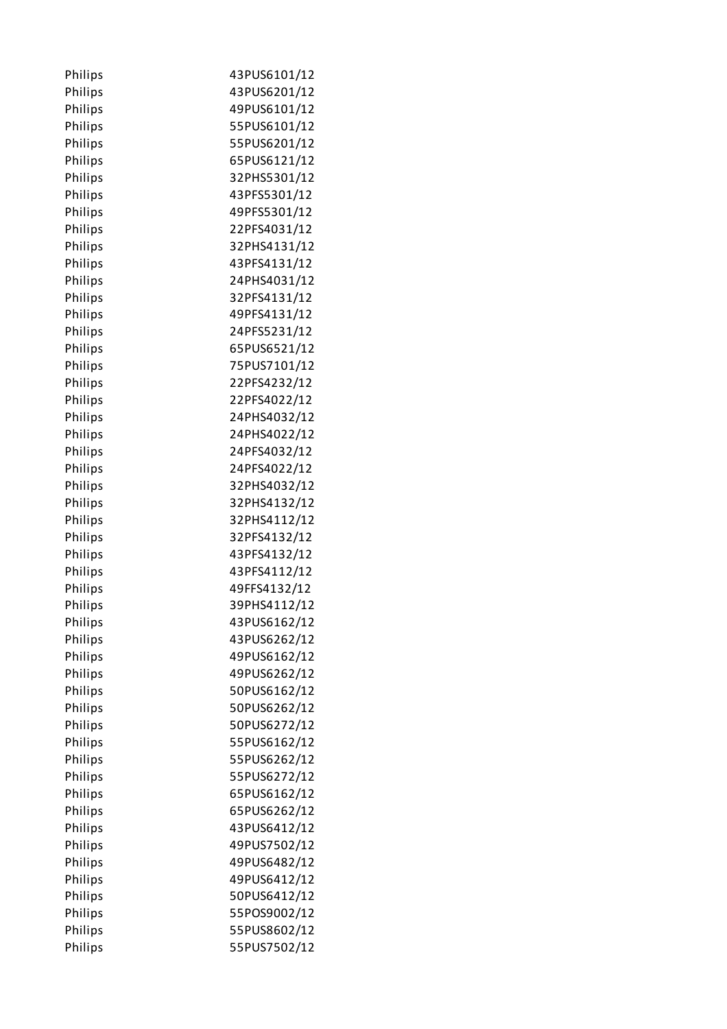| | |
|---|---|
| Philips | 43PUS6101/12 |
| Philips | 43PUS6201/12 |
| Philips | 49PUS6101/12 |
| Philips | 55PUS6101/12 |
| Philips | 55PUS6201/12 |
| Philips | 65PUS6121/12 |
| Philips | 32PHS5301/12 |
| Philips | 43PFS5301/12 |
| Philips | 49PFS5301/12 |
| Philips | 22PFS4031/12 |
| Philips | 32PHS4131/12 |
| Philips | 43PFS4131/12 |
| Philips | 24PHS4031/12 |
| Philips | 32PFS4131/12 |
| Philips | 49PFS4131/12 |
| Philips | 24PFS5231/12 |
| Philips | 65PUS6521/12 |
| Philips | 75PUS7101/12 |
| Philips | 22PFS4232/12 |
| Philips | 22PFS4022/12 |
| Philips | 24PHS4032/12 |
| Philips | 24PHS4022/12 |
| Philips | 24PFS4032/12 |
| Philips | 24PFS4022/12 |
| Philips | 32PHS4032/12 |
| Philips | 32PHS4132/12 |
| Philips | 32PHS4112/12 |
| Philips | 32PFS4132/12 |
| Philips | 43PFS4132/12 |
| Philips | 43PFS4112/12 |
| Philips | 49FFS4132/12 |
| Philips | 39PHS4112/12 |
| Philips | 43PUS6162/12 |
| Philips | 43PUS6262/12 |
| Philips | 49PUS6162/12 |
| Philips | 49PUS6262/12 |
| Philips | 50PUS6162/12 |
| Philips | 50PUS6262/12 |
| Philips | 50PUS6272/12 |
| Philips | 55PUS6162/12 |
| Philips | 55PUS6262/12 |
| Philips | 55PUS6272/12 |
| Philips | 65PUS6162/12 |
| Philips | 65PUS6262/12 |
| Philips | 43PUS6412/12 |
| Philips | 49PUS7502/12 |
| Philips | 49PUS6482/12 |
| Philips | 49PUS6412/12 |
| Philips | 50PUS6412/12 |
| Philips | 55POS9002/12 |
| Philips | 55PUS8602/12 |
| Philips | 55PUS7502/12 |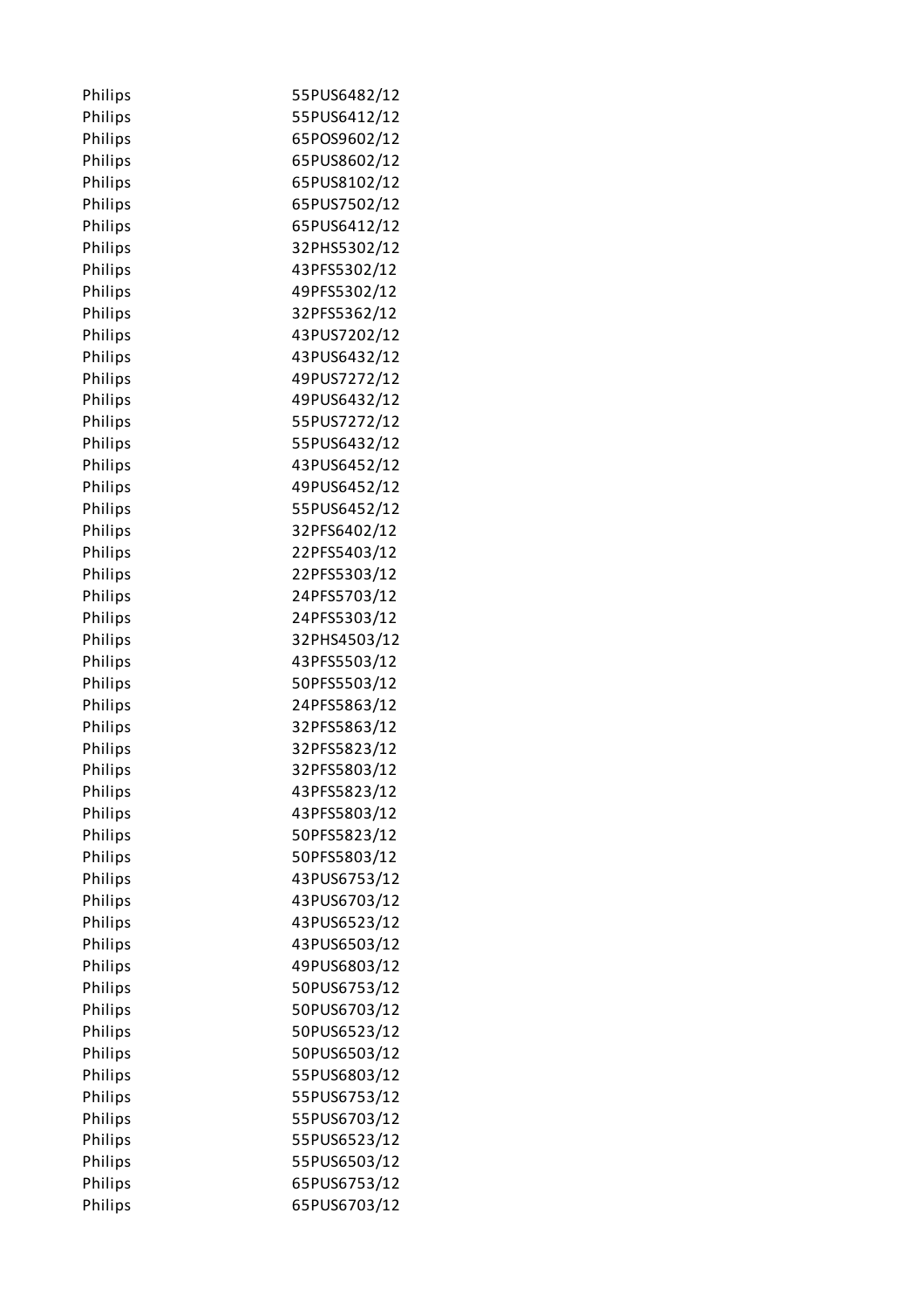| | |
|---|---|
| Philips | 55PUS6482/12 |
| Philips | 55PUS6412/12 |
| Philips | 65POS9602/12 |
| Philips | 65PUS8602/12 |
| Philips | 65PUS8102/12 |
| Philips | 65PUS7502/12 |
| Philips | 65PUS6412/12 |
| Philips | 32PHS5302/12 |
| Philips | 43PFS5302/12 |
| Philips | 49PFS5302/12 |
| Philips | 32PFS5362/12 |
| Philips | 43PUS7202/12 |
| Philips | 43PUS6432/12 |
| Philips | 49PUS7272/12 |
| Philips | 49PUS6432/12 |
| Philips | 55PUS7272/12 |
| Philips | 55PUS6432/12 |
| Philips | 43PUS6452/12 |
| Philips | 49PUS6452/12 |
| Philips | 55PUS6452/12 |
| Philips | 32PFS6402/12 |
| Philips | 22PFS5403/12 |
| Philips | 22PFS5303/12 |
| Philips | 24PFS5703/12 |
| Philips | 24PFS5303/12 |
| Philips | 32PHS4503/12 |
| Philips | 43PFS5503/12 |
| Philips | 50PFS5503/12 |
| Philips | 24PFS5863/12 |
| Philips | 32PFS5863/12 |
| Philips | 32PFS5823/12 |
| Philips | 32PFS5803/12 |
| Philips | 43PFS5823/12 |
| Philips | 43PFS5803/12 |
| Philips | 50PFS5823/12 |
| Philips | 50PFS5803/12 |
| Philips | 43PUS6753/12 |
| Philips | 43PUS6703/12 |
| Philips | 43PUS6523/12 |
| Philips | 43PUS6503/12 |
| Philips | 49PUS6803/12 |
| Philips | 50PUS6753/12 |
| Philips | 50PUS6703/12 |
| Philips | 50PUS6523/12 |
| Philips | 50PUS6503/12 |
| Philips | 55PUS6803/12 |
| Philips | 55PUS6753/12 |
| Philips | 55PUS6703/12 |
| Philips | 55PUS6523/12 |
| Philips | 55PUS6503/12 |
| Philips | 65PUS6753/12 |
| Philips | 65PUS6703/12 |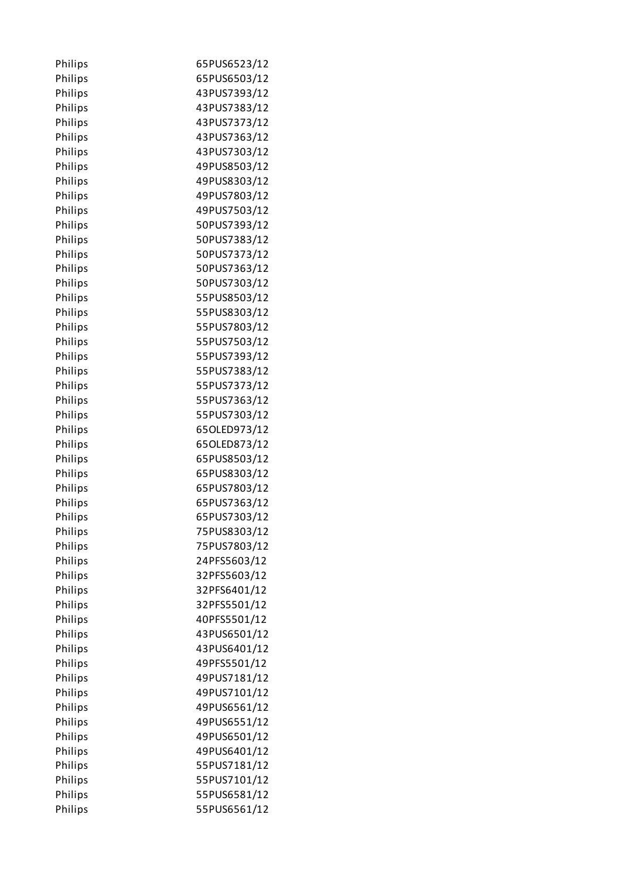| | |
|---|---|
| Philips | 65PUS6523/12 |
| Philips | 65PUS6503/12 |
| Philips | 43PUS7393/12 |
| Philips | 43PUS7383/12 |
| Philips | 43PUS7373/12 |
| Philips | 43PUS7363/12 |
| Philips | 43PUS7303/12 |
| Philips | 49PUS8503/12 |
| Philips | 49PUS8303/12 |
| Philips | 49PUS7803/12 |
| Philips | 49PUS7503/12 |
| Philips | 50PUS7393/12 |
| Philips | 50PUS7383/12 |
| Philips | 50PUS7373/12 |
| Philips | 50PUS7363/12 |
| Philips | 50PUS7303/12 |
| Philips | 55PUS8503/12 |
| Philips | 55PUS8303/12 |
| Philips | 55PUS7803/12 |
| Philips | 55PUS7503/12 |
| Philips | 55PUS7393/12 |
| Philips | 55PUS7383/12 |
| Philips | 55PUS7373/12 |
| Philips | 55PUS7363/12 |
| Philips | 55PUS7303/12 |
| Philips | 65OLED973/12 |
| Philips | 65OLED873/12 |
| Philips | 65PUS8503/12 |
| Philips | 65PUS8303/12 |
| Philips | 65PUS7803/12 |
| Philips | 65PUS7363/12 |
| Philips | 65PUS7303/12 |
| Philips | 75PUS8303/12 |
| Philips | 75PUS7803/12 |
| Philips | 24PFS5603/12 |
| Philips | 32PFS5603/12 |
| Philips | 32PFS6401/12 |
| Philips | 32PFS5501/12 |
| Philips | 40PFS5501/12 |
| Philips | 43PUS6501/12 |
| Philips | 43PUS6401/12 |
| Philips | 49PFS5501/12 |
| Philips | 49PUS7181/12 |
| Philips | 49PUS7101/12 |
| Philips | 49PUS6561/12 |
| Philips | 49PUS6551/12 |
| Philips | 49PUS6501/12 |
| Philips | 49PUS6401/12 |
| Philips | 55PUS7181/12 |
| Philips | 55PUS7101/12 |
| Philips | 55PUS6581/12 |
| Philips | 55PUS6561/12 |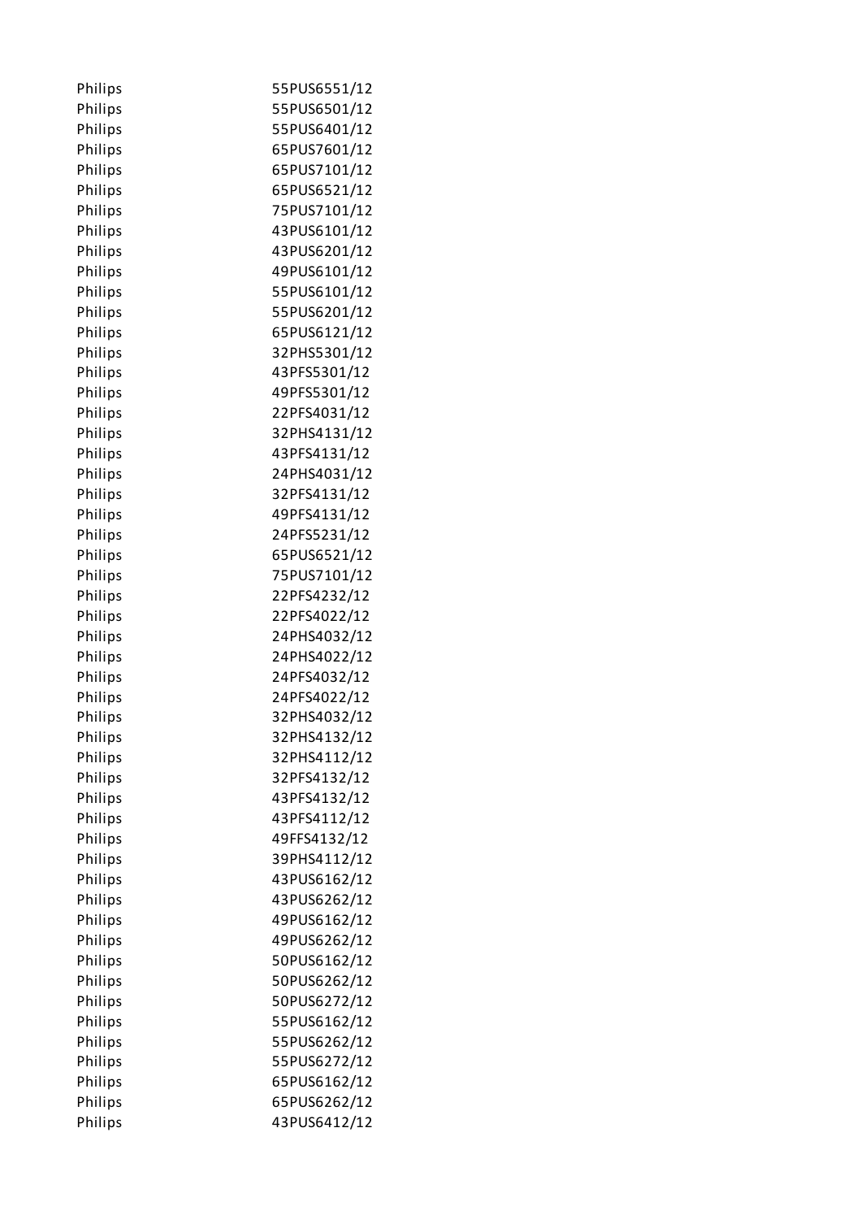| | |
|---|---|
| Philips | 55PUS6551/12 |
| Philips | 55PUS6501/12 |
| Philips | 55PUS6401/12 |
| Philips | 65PUS7601/12 |
| Philips | 65PUS7101/12 |
| Philips | 65PUS6521/12 |
| Philips | 75PUS7101/12 |
| Philips | 43PUS6101/12 |
| Philips | 43PUS6201/12 |
| Philips | 49PUS6101/12 |
| Philips | 55PUS6101/12 |
| Philips | 55PUS6201/12 |
| Philips | 65PUS6121/12 |
| Philips | 32PHS5301/12 |
| Philips | 43PFS5301/12 |
| Philips | 49PFS5301/12 |
| Philips | 22PFS4031/12 |
| Philips | 32PHS4131/12 |
| Philips | 43PFS4131/12 |
| Philips | 24PHS4031/12 |
| Philips | 32PFS4131/12 |
| Philips | 49PFS4131/12 |
| Philips | 24PFS5231/12 |
| Philips | 65PUS6521/12 |
| Philips | 75PUS7101/12 |
| Philips | 22PFS4232/12 |
| Philips | 22PFS4022/12 |
| Philips | 24PHS4032/12 |
| Philips | 24PHS4022/12 |
| Philips | 24PFS4032/12 |
| Philips | 24PFS4022/12 |
| Philips | 32PHS4032/12 |
| Philips | 32PHS4132/12 |
| Philips | 32PHS4112/12 |
| Philips | 32PFS4132/12 |
| Philips | 43PFS4132/12 |
| Philips | 43PFS4112/12 |
| Philips | 49FFS4132/12 |
| Philips | 39PHS4112/12 |
| Philips | 43PUS6162/12 |
| Philips | 43PUS6262/12 |
| Philips | 49PUS6162/12 |
| Philips | 49PUS6262/12 |
| Philips | 50PUS6162/12 |
| Philips | 50PUS6262/12 |
| Philips | 50PUS6272/12 |
| Philips | 55PUS6162/12 |
| Philips | 55PUS6262/12 |
| Philips | 55PUS6272/12 |
| Philips | 65PUS6162/12 |
| Philips | 65PUS6262/12 |
| Philips | 43PUS6412/12 |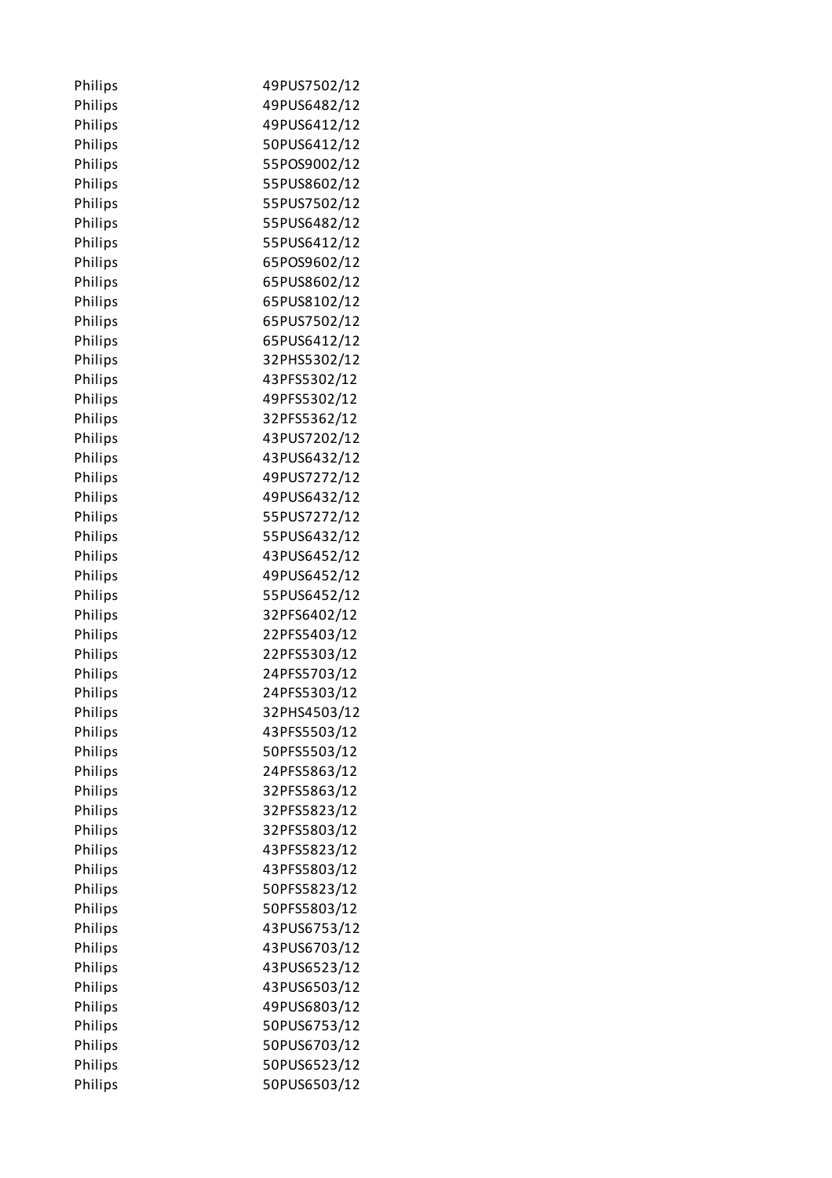| | |
|---|---|
| Philips | 49PUS7502/12 |
| Philips | 49PUS6482/12 |
| Philips | 49PUS6412/12 |
| Philips | 50PUS6412/12 |
| Philips | 55POS9002/12 |
| Philips | 55PUS8602/12 |
| Philips | 55PUS7502/12 |
| Philips | 55PUS6482/12 |
| Philips | 55PUS6412/12 |
| Philips | 65POS9602/12 |
| Philips | 65PUS8602/12 |
| Philips | 65PUS8102/12 |
| Philips | 65PUS7502/12 |
| Philips | 65PUS6412/12 |
| Philips | 32PHS5302/12 |
| Philips | 43PFS5302/12 |
| Philips | 49PFS5302/12 |
| Philips | 32PFS5362/12 |
| Philips | 43PUS7202/12 |
| Philips | 43PUS6432/12 |
| Philips | 49PUS7272/12 |
| Philips | 49PUS6432/12 |
| Philips | 55PUS7272/12 |
| Philips | 55PUS6432/12 |
| Philips | 43PUS6452/12 |
| Philips | 49PUS6452/12 |
| Philips | 55PUS6452/12 |
| Philips | 32PFS6402/12 |
| Philips | 22PFS5403/12 |
| Philips | 22PFS5303/12 |
| Philips | 24PFS5703/12 |
| Philips | 24PFS5303/12 |
| Philips | 32PHS4503/12 |
| Philips | 43PFS5503/12 |
| Philips | 50PFS5503/12 |
| Philips | 24PFS5863/12 |
| Philips | 32PFS5863/12 |
| Philips | 32PFS5823/12 |
| Philips | 32PFS5803/12 |
| Philips | 43PFS5823/12 |
| Philips | 43PFS5803/12 |
| Philips | 50PFS5823/12 |
| Philips | 50PFS5803/12 |
| Philips | 43PUS6753/12 |
| Philips | 43PUS6703/12 |
| Philips | 43PUS6523/12 |
| Philips | 43PUS6503/12 |
| Philips | 49PUS6803/12 |
| Philips | 50PUS6753/12 |
| Philips | 50PUS6703/12 |
| Philips | 50PUS6523/12 |
| Philips | 50PUS6503/12 |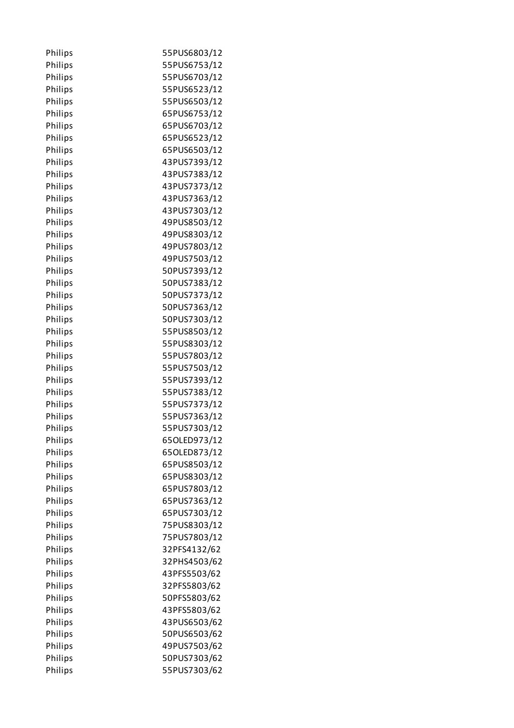| | |
|---|---|
| Philips | 55PUS6803/12 |
| Philips | 55PUS6753/12 |
| Philips | 55PUS6703/12 |
| Philips | 55PUS6523/12 |
| Philips | 55PUS6503/12 |
| Philips | 65PUS6753/12 |
| Philips | 65PUS6703/12 |
| Philips | 65PUS6523/12 |
| Philips | 65PUS6503/12 |
| Philips | 43PUS7393/12 |
| Philips | 43PUS7383/12 |
| Philips | 43PUS7373/12 |
| Philips | 43PUS7363/12 |
| Philips | 43PUS7303/12 |
| Philips | 49PUS8503/12 |
| Philips | 49PUS8303/12 |
| Philips | 49PUS7803/12 |
| Philips | 49PUS7503/12 |
| Philips | 50PUS7393/12 |
| Philips | 50PUS7383/12 |
| Philips | 50PUS7373/12 |
| Philips | 50PUS7363/12 |
| Philips | 50PUS7303/12 |
| Philips | 55PUS8503/12 |
| Philips | 55PUS8303/12 |
| Philips | 55PUS7803/12 |
| Philips | 55PUS7503/12 |
| Philips | 55PUS7393/12 |
| Philips | 55PUS7383/12 |
| Philips | 55PUS7373/12 |
| Philips | 55PUS7363/12 |
| Philips | 55PUS7303/12 |
| Philips | 65OLED973/12 |
| Philips | 65OLED873/12 |
| Philips | 65PUS8503/12 |
| Philips | 65PUS8303/12 |
| Philips | 65PUS7803/12 |
| Philips | 65PUS7363/12 |
| Philips | 65PUS7303/12 |
| Philips | 75PUS8303/12 |
| Philips | 75PUS7803/12 |
| Philips | 32PFS4132/62 |
| Philips | 32PHS4503/62 |
| Philips | 43PFS5503/62 |
| Philips | 32PFS5803/62 |
| Philips | 50PFS5803/62 |
| Philips | 43PFS5803/62 |
| Philips | 43PUS6503/62 |
| Philips | 50PUS6503/62 |
| Philips | 49PUS7503/62 |
| Philips | 50PUS7303/62 |
| Philips | 55PUS7303/62 |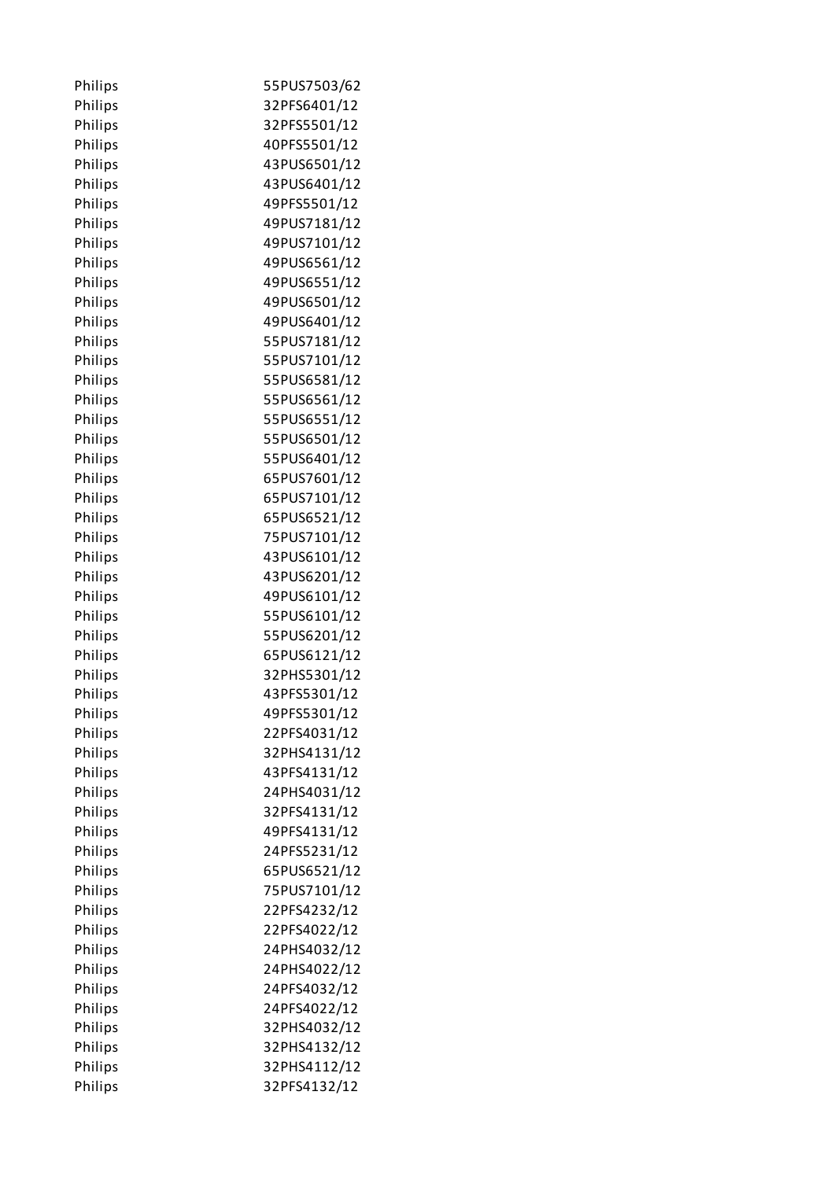| | |
|---|---|
| Philips | 55PUS7503/62 |
| Philips | 32PFS6401/12 |
| Philips | 32PFS5501/12 |
| Philips | 40PFS5501/12 |
| Philips | 43PUS6501/12 |
| Philips | 43PUS6401/12 |
| Philips | 49PFS5501/12 |
| Philips | 49PUS7181/12 |
| Philips | 49PUS7101/12 |
| Philips | 49PUS6561/12 |
| Philips | 49PUS6551/12 |
| Philips | 49PUS6501/12 |
| Philips | 49PUS6401/12 |
| Philips | 55PUS7181/12 |
| Philips | 55PUS7101/12 |
| Philips | 55PUS6581/12 |
| Philips | 55PUS6561/12 |
| Philips | 55PUS6551/12 |
| Philips | 55PUS6501/12 |
| Philips | 55PUS6401/12 |
| Philips | 65PUS7601/12 |
| Philips | 65PUS7101/12 |
| Philips | 65PUS6521/12 |
| Philips | 75PUS7101/12 |
| Philips | 43PUS6101/12 |
| Philips | 43PUS6201/12 |
| Philips | 49PUS6101/12 |
| Philips | 55PUS6101/12 |
| Philips | 55PUS6201/12 |
| Philips | 65PUS6121/12 |
| Philips | 32PHS5301/12 |
| Philips | 43PFS5301/12 |
| Philips | 49PFS5301/12 |
| Philips | 22PFS4031/12 |
| Philips | 32PHS4131/12 |
| Philips | 43PFS4131/12 |
| Philips | 24PHS4031/12 |
| Philips | 32PFS4131/12 |
| Philips | 49PFS4131/12 |
| Philips | 24PFS5231/12 |
| Philips | 65PUS6521/12 |
| Philips | 75PUS7101/12 |
| Philips | 22PFS4232/12 |
| Philips | 22PFS4022/12 |
| Philips | 24PHS4032/12 |
| Philips | 24PHS4022/12 |
| Philips | 24PFS4032/12 |
| Philips | 24PFS4022/12 |
| Philips | 32PHS4032/12 |
| Philips | 32PHS4132/12 |
| Philips | 32PHS4112/12 |
| Philips | 32PFS4132/12 |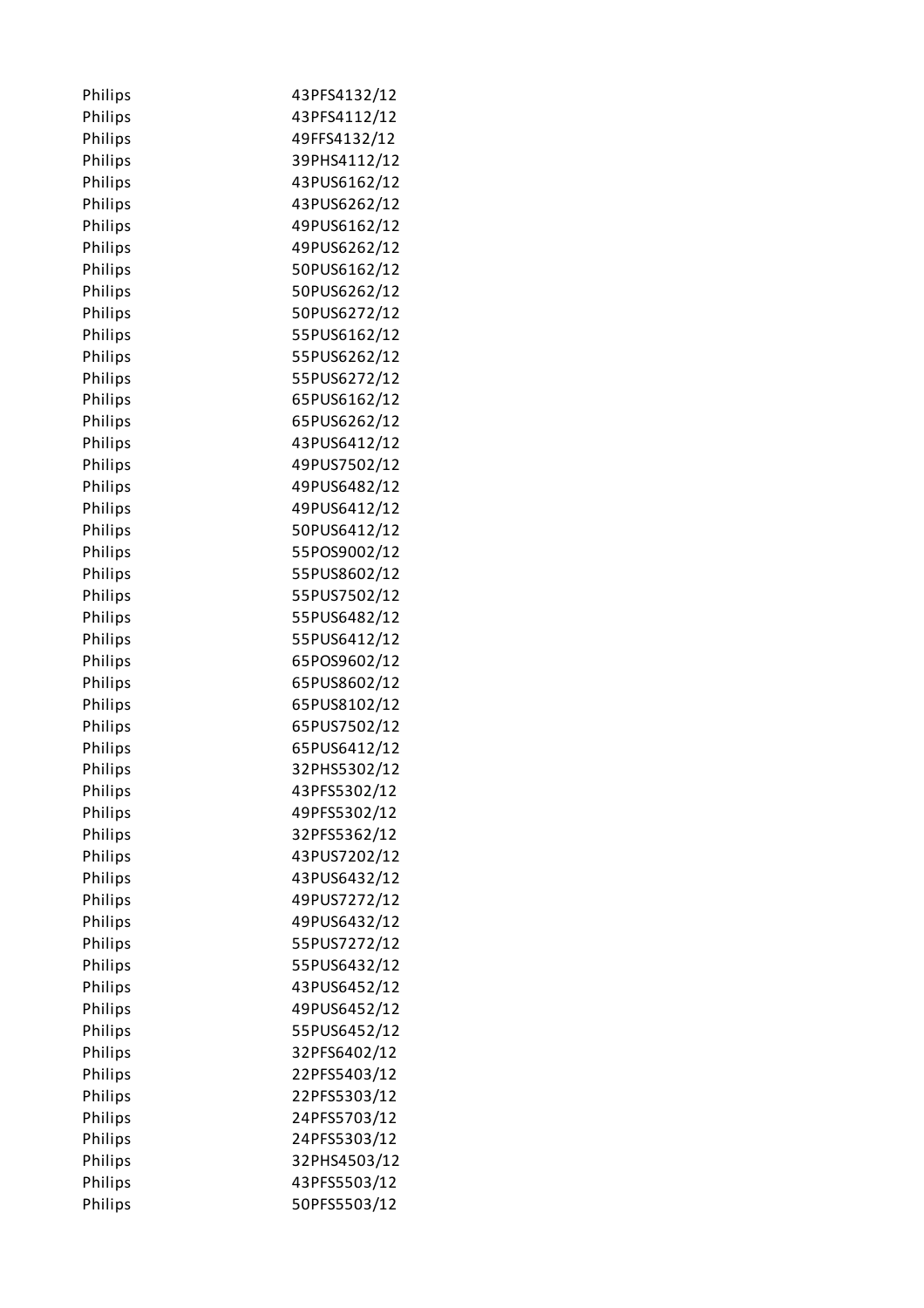| | |
|---|---|
| Philips | 43PFS4132/12 |
| Philips | 43PFS4112/12 |
| Philips | 49FFS4132/12 |
| Philips | 39PHS4112/12 |
| Philips | 43PUS6162/12 |
| Philips | 43PUS6262/12 |
| Philips | 49PUS6162/12 |
| Philips | 49PUS6262/12 |
| Philips | 50PUS6162/12 |
| Philips | 50PUS6262/12 |
| Philips | 50PUS6272/12 |
| Philips | 55PUS6162/12 |
| Philips | 55PUS6262/12 |
| Philips | 55PUS6272/12 |
| Philips | 65PUS6162/12 |
| Philips | 65PUS6262/12 |
| Philips | 43PUS6412/12 |
| Philips | 49PUS7502/12 |
| Philips | 49PUS6482/12 |
| Philips | 49PUS6412/12 |
| Philips | 50PUS6412/12 |
| Philips | 55POS9002/12 |
| Philips | 55PUS8602/12 |
| Philips | 55PUS7502/12 |
| Philips | 55PUS6482/12 |
| Philips | 55PUS6412/12 |
| Philips | 65POS9602/12 |
| Philips | 65PUS8602/12 |
| Philips | 65PUS8102/12 |
| Philips | 65PUS7502/12 |
| Philips | 65PUS6412/12 |
| Philips | 32PHS5302/12 |
| Philips | 43PFS5302/12 |
| Philips | 49PFS5302/12 |
| Philips | 32PFS5362/12 |
| Philips | 43PUS7202/12 |
| Philips | 43PUS6432/12 |
| Philips | 49PUS7272/12 |
| Philips | 49PUS6432/12 |
| Philips | 55PUS7272/12 |
| Philips | 55PUS6432/12 |
| Philips | 43PUS6452/12 |
| Philips | 49PUS6452/12 |
| Philips | 55PUS6452/12 |
| Philips | 32PFS6402/12 |
| Philips | 22PFS5403/12 |
| Philips | 22PFS5303/12 |
| Philips | 24PFS5703/12 |
| Philips | 24PFS5303/12 |
| Philips | 32PHS4503/12 |
| Philips | 43PFS5503/12 |
| Philips | 50PFS5503/12 |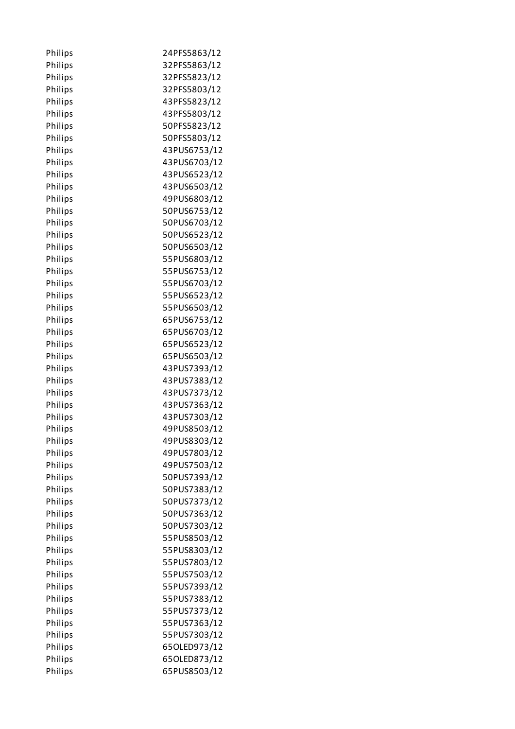| Philips | 24PFS5863/12 |
|---|---|
| Philips | 32PFS5863/12 |
| Philips | 32PFS5823/12 |
| Philips | 32PFS5803/12 |
| Philips | 43PFS5823/12 |
| Philips | 43PFS5803/12 |
| Philips | 50PFS5823/12 |
| Philips | 50PFS5803/12 |
| Philips | 43PUS6753/12 |
| Philips | 43PUS6703/12 |
| Philips | 43PUS6523/12 |
| Philips | 43PUS6503/12 |
| Philips | 49PUS6803/12 |
| Philips | 50PUS6753/12 |
| Philips | 50PUS6703/12 |
| Philips | 50PUS6523/12 |
| Philips | 50PUS6503/12 |
| Philips | 55PUS6803/12 |
| Philips | 55PUS6753/12 |
| Philips | 55PUS6703/12 |
| Philips | 55PUS6523/12 |
| Philips | 55PUS6503/12 |
| Philips | 65PUS6753/12 |
| Philips | 65PUS6703/12 |
| Philips | 65PUS6523/12 |
| Philips | 65PUS6503/12 |
| Philips | 43PUS7393/12 |
| Philips | 43PUS7383/12 |
| Philips | 43PUS7373/12 |
| Philips | 43PUS7363/12 |
| Philips | 43PUS7303/12 |
| Philips | 49PUS8503/12 |
| Philips | 49PUS8303/12 |
| Philips | 49PUS7803/12 |
| Philips | 49PUS7503/12 |
| Philips | 50PUS7393/12 |
| Philips | 50PUS7383/12 |
| Philips | 50PUS7373/12 |
| Philips | 50PUS7363/12 |
| Philips | 50PUS7303/12 |
| Philips | 55PUS8503/12 |
| Philips | 55PUS8303/12 |
| Philips | 55PUS7803/12 |
| Philips | 55PUS7503/12 |
| Philips | 55PUS7393/12 |
| Philips | 55PUS7383/12 |
| Philips | 55PUS7373/12 |
| Philips | 55PUS7363/12 |
| Philips | 55PUS7303/12 |
| Philips | 65OLED973/12 |
| Philips | 65OLED873/12 |
| Philips | 65PUS8503/12 |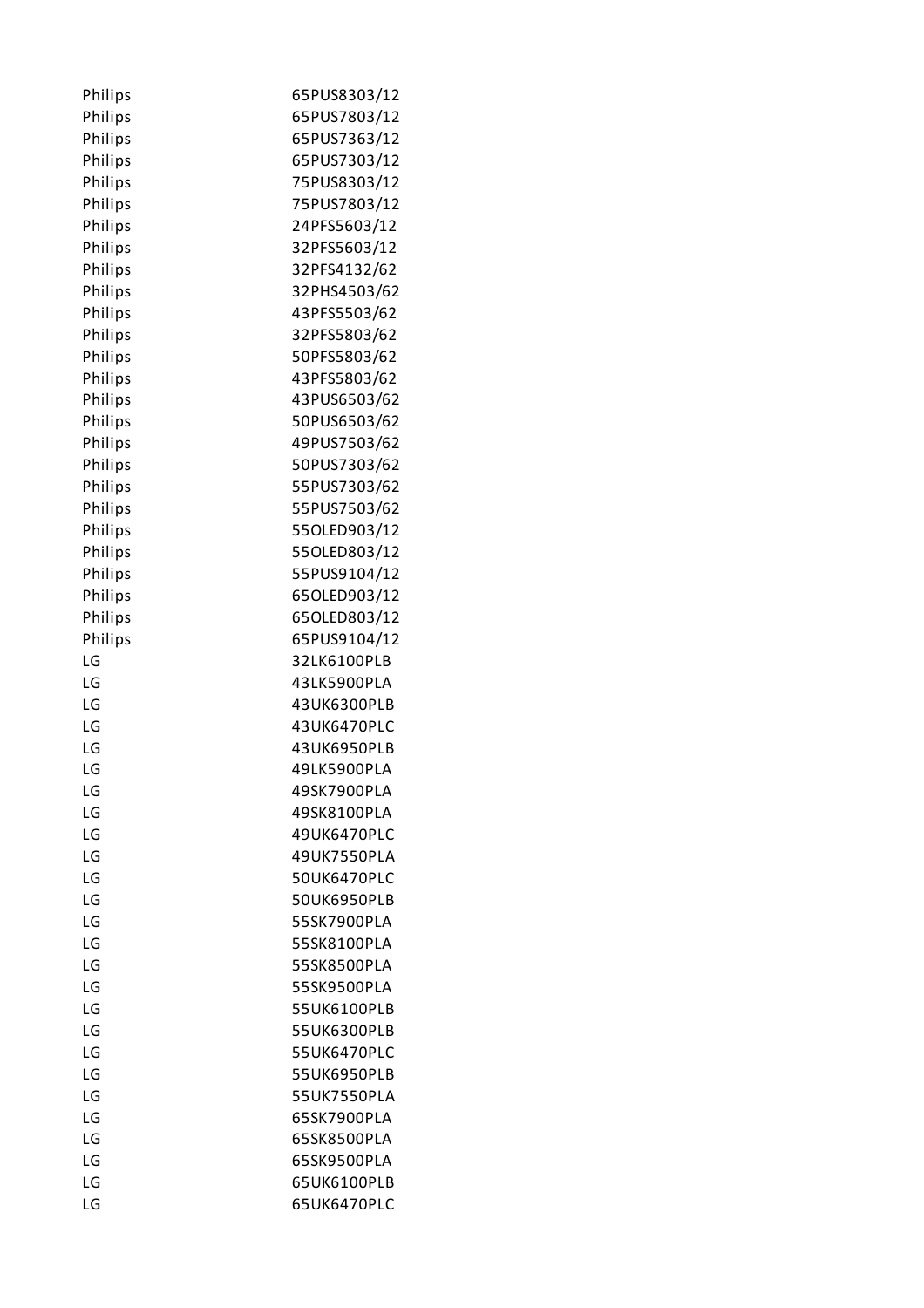| | |
|---|---|
| Philips | 65PUS8303/12 |
| Philips | 65PUS7803/12 |
| Philips | 65PUS7363/12 |
| Philips | 65PUS7303/12 |
| Philips | 75PUS8303/12 |
| Philips | 75PUS7803/12 |
| Philips | 24PFS5603/12 |
| Philips | 32PFS5603/12 |
| Philips | 32PFS4132/62 |
| Philips | 32PHS4503/62 |
| Philips | 43PFS5503/62 |
| Philips | 32PFS5803/62 |
| Philips | 50PFS5803/62 |
| Philips | 43PFS5803/62 |
| Philips | 43PUS6503/62 |
| Philips | 50PUS6503/62 |
| Philips | 49PUS7503/62 |
| Philips | 50PUS7303/62 |
| Philips | 55PUS7303/62 |
| Philips | 55PUS7503/62 |
| Philips | 55OLED903/12 |
| Philips | 55OLED803/12 |
| Philips | 55PUS9104/12 |
| Philips | 65OLED903/12 |
| Philips | 65OLED803/12 |
| Philips | 65PUS9104/12 |
| LG | 32LK6100PLB |
| LG | 43LK5900PLA |
| LG | 43UK6300PLB |
| LG | 43UK6470PLC |
| LG | 43UK6950PLB |
| LG | 49LK5900PLA |
| LG | 49SK7900PLA |
| LG | 49SK8100PLA |
| LG | 49UK6470PLC |
| LG | 49UK7550PLA |
| LG | 50UK6470PLC |
| LG | 50UK6950PLB |
| LG | 55SK7900PLA |
| LG | 55SK8100PLA |
| LG | 55SK8500PLA |
| LG | 55SK9500PLA |
| LG | 55UK6100PLB |
| LG | 55UK6300PLB |
| LG | 55UK6470PLC |
| LG | 55UK6950PLB |
| LG | 55UK7550PLA |
| LG | 65SK7900PLA |
| LG | 65SK8500PLA |
| LG | 65SK9500PLA |
| LG | 65UK6100PLB |
| LG | 65UK6470PLC |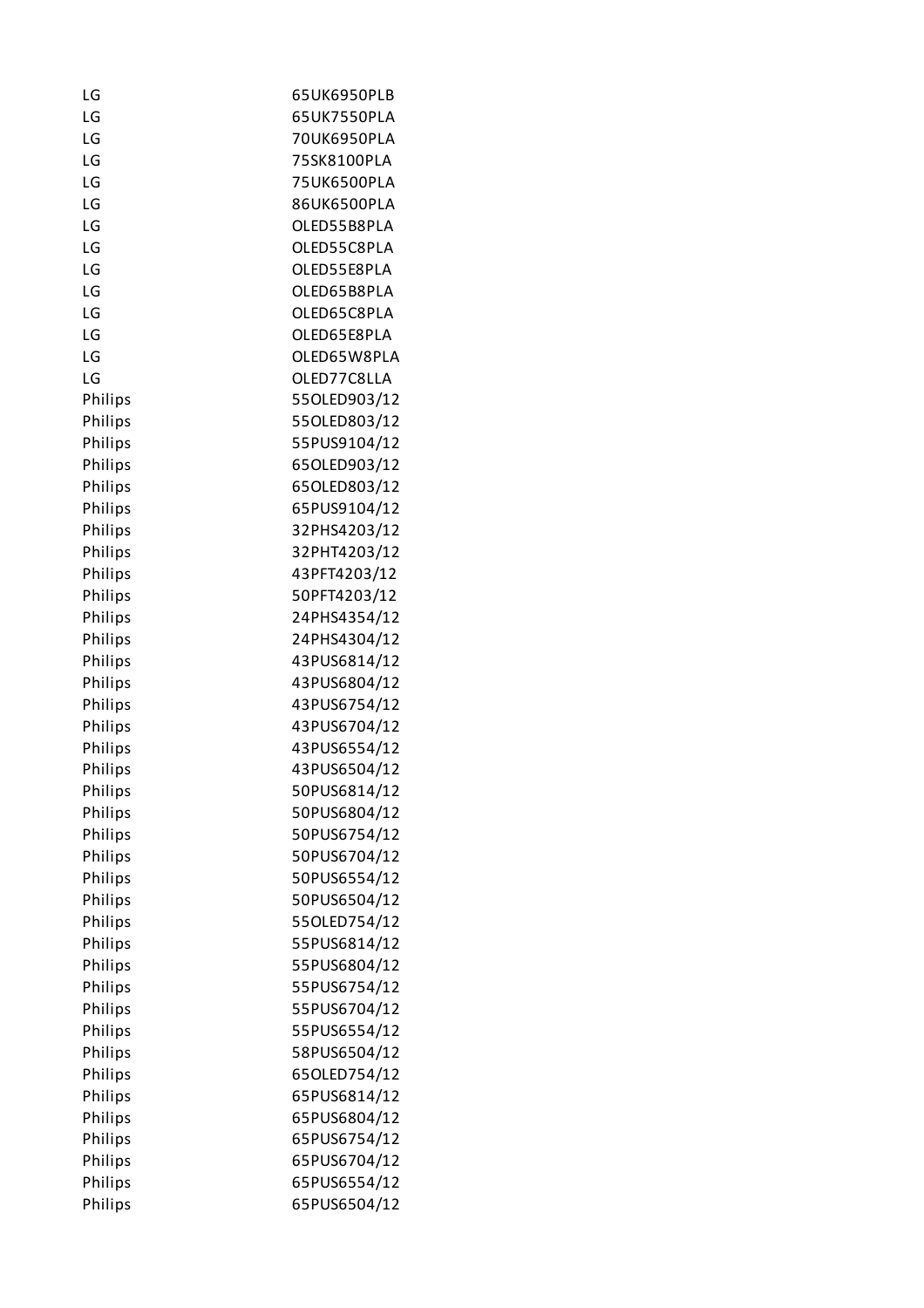| | |
|---|---|
| LG | 65UK6950PLB |
| LG | 65UK7550PLA |
| LG | 70UK6950PLA |
| LG | 75SK8100PLA |
| LG | 75UK6500PLA |
| LG | 86UK6500PLA |
| LG | OLED55B8PLA |
| LG | OLED55C8PLA |
| LG | OLED55E8PLA |
| LG | OLED65B8PLA |
| LG | OLED65C8PLA |
| LG | OLED65E8PLA |
| LG | OLED65W8PLA |
| LG | OLED77C8LLA |
| Philips | 55OLED903/12 |
| Philips | 55OLED803/12 |
| Philips | 55PUS9104/12 |
| Philips | 65OLED903/12 |
| Philips | 65OLED803/12 |
| Philips | 65PUS9104/12 |
| Philips | 32PHS4203/12 |
| Philips | 32PHT4203/12 |
| Philips | 43PFT4203/12 |
| Philips | 50PFT4203/12 |
| Philips | 24PHS4354/12 |
| Philips | 24PHS4304/12 |
| Philips | 43PUS6814/12 |
| Philips | 43PUS6804/12 |
| Philips | 43PUS6754/12 |
| Philips | 43PUS6704/12 |
| Philips | 43PUS6554/12 |
| Philips | 43PUS6504/12 |
| Philips | 50PUS6814/12 |
| Philips | 50PUS6804/12 |
| Philips | 50PUS6754/12 |
| Philips | 50PUS6704/12 |
| Philips | 50PUS6554/12 |
| Philips | 50PUS6504/12 |
| Philips | 55OLED754/12 |
| Philips | 55PUS6814/12 |
| Philips | 55PUS6804/12 |
| Philips | 55PUS6754/12 |
| Philips | 55PUS6704/12 |
| Philips | 55PUS6554/12 |
| Philips | 58PUS6504/12 |
| Philips | 65OLED754/12 |
| Philips | 65PUS6814/12 |
| Philips | 65PUS6804/12 |
| Philips | 65PUS6754/12 |
| Philips | 65PUS6704/12 |
| Philips | 65PUS6554/12 |
| Philips | 65PUS6504/12 |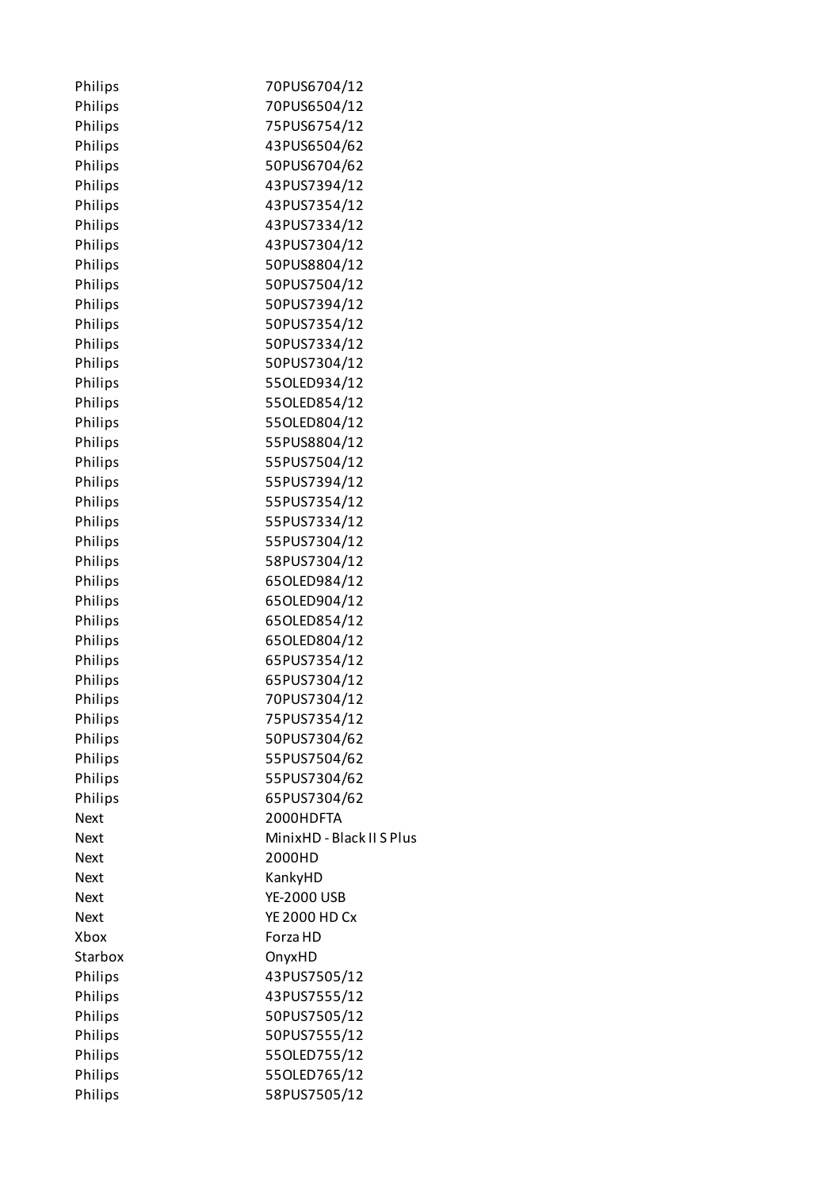| | |
|---|---|
| Philips | 70PUS6704/12 |
| Philips | 70PUS6504/12 |
| Philips | 75PUS6754/12 |
| Philips | 43PUS6504/62 |
| Philips | 50PUS6704/62 |
| Philips | 43PUS7394/12 |
| Philips | 43PUS7354/12 |
| Philips | 43PUS7334/12 |
| Philips | 43PUS7304/12 |
| Philips | 50PUS8804/12 |
| Philips | 50PUS7504/12 |
| Philips | 50PUS7394/12 |
| Philips | 50PUS7354/12 |
| Philips | 50PUS7334/12 |
| Philips | 50PUS7304/12 |
| Philips | 55OLED934/12 |
| Philips | 55OLED854/12 |
| Philips | 55OLED804/12 |
| Philips | 55PUS8804/12 |
| Philips | 55PUS7504/12 |
| Philips | 55PUS7394/12 |
| Philips | 55PUS7354/12 |
| Philips | 55PUS7334/12 |
| Philips | 55PUS7304/12 |
| Philips | 58PUS7304/12 |
| Philips | 65OLED984/12 |
| Philips | 65OLED904/12 |
| Philips | 65OLED854/12 |
| Philips | 65OLED804/12 |
| Philips | 65PUS7354/12 |
| Philips | 65PUS7304/12 |
| Philips | 70PUS7304/12 |
| Philips | 75PUS7354/12 |
| Philips | 50PUS7304/62 |
| Philips | 55PUS7504/62 |
| Philips | 55PUS7304/62 |
| Philips | 65PUS7304/62 |
| Next | 2000HDFTA |
| Next | MinixHD - Black II S Plus |
| Next | 2000HD |
| Next | KankyHD |
| Next | YE-2000 USB |
| Next | YE 2000 HD Cx |
| Xbox | Forza HD |
| Starbox | OnyxHD |
| Philips | 43PUS7505/12 |
| Philips | 43PUS7555/12 |
| Philips | 50PUS7505/12 |
| Philips | 50PUS7555/12 |
| Philips | 55OLED755/12 |
| Philips | 55OLED765/12 |
| Philips | 58PUS7505/12 |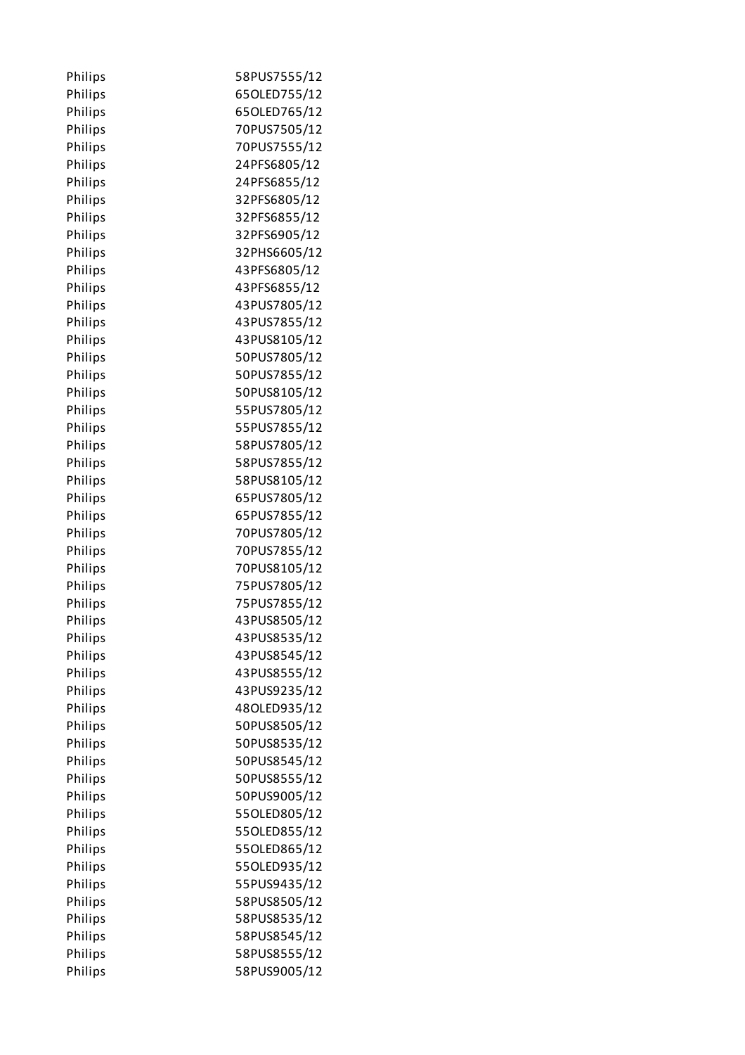| | |
|---|---|
| Philips | 58PUS7555/12 |
| Philips | 65OLED755/12 |
| Philips | 65OLED765/12 |
| Philips | 70PUS7505/12 |
| Philips | 70PUS7555/12 |
| Philips | 24PFS6805/12 |
| Philips | 24PFS6855/12 |
| Philips | 32PFS6805/12 |
| Philips | 32PFS6855/12 |
| Philips | 32PFS6905/12 |
| Philips | 32PHS6605/12 |
| Philips | 43PFS6805/12 |
| Philips | 43PFS6855/12 |
| Philips | 43PUS7805/12 |
| Philips | 43PUS7855/12 |
| Philips | 43PUS8105/12 |
| Philips | 50PUS7805/12 |
| Philips | 50PUS7855/12 |
| Philips | 50PUS8105/12 |
| Philips | 55PUS7805/12 |
| Philips | 55PUS7855/12 |
| Philips | 58PUS7805/12 |
| Philips | 58PUS7855/12 |
| Philips | 58PUS8105/12 |
| Philips | 65PUS7805/12 |
| Philips | 65PUS7855/12 |
| Philips | 70PUS7805/12 |
| Philips | 70PUS7855/12 |
| Philips | 70PUS8105/12 |
| Philips | 75PUS7805/12 |
| Philips | 75PUS7855/12 |
| Philips | 43PUS8505/12 |
| Philips | 43PUS8535/12 |
| Philips | 43PUS8545/12 |
| Philips | 43PUS8555/12 |
| Philips | 43PUS9235/12 |
| Philips | 48OLED935/12 |
| Philips | 50PUS8505/12 |
| Philips | 50PUS8535/12 |
| Philips | 50PUS8545/12 |
| Philips | 50PUS8555/12 |
| Philips | 50PUS9005/12 |
| Philips | 55OLED805/12 |
| Philips | 55OLED855/12 |
| Philips | 55OLED865/12 |
| Philips | 55OLED935/12 |
| Philips | 55PUS9435/12 |
| Philips | 58PUS8505/12 |
| Philips | 58PUS8535/12 |
| Philips | 58PUS8545/12 |
| Philips | 58PUS8555/12 |
| Philips | 58PUS9005/12 |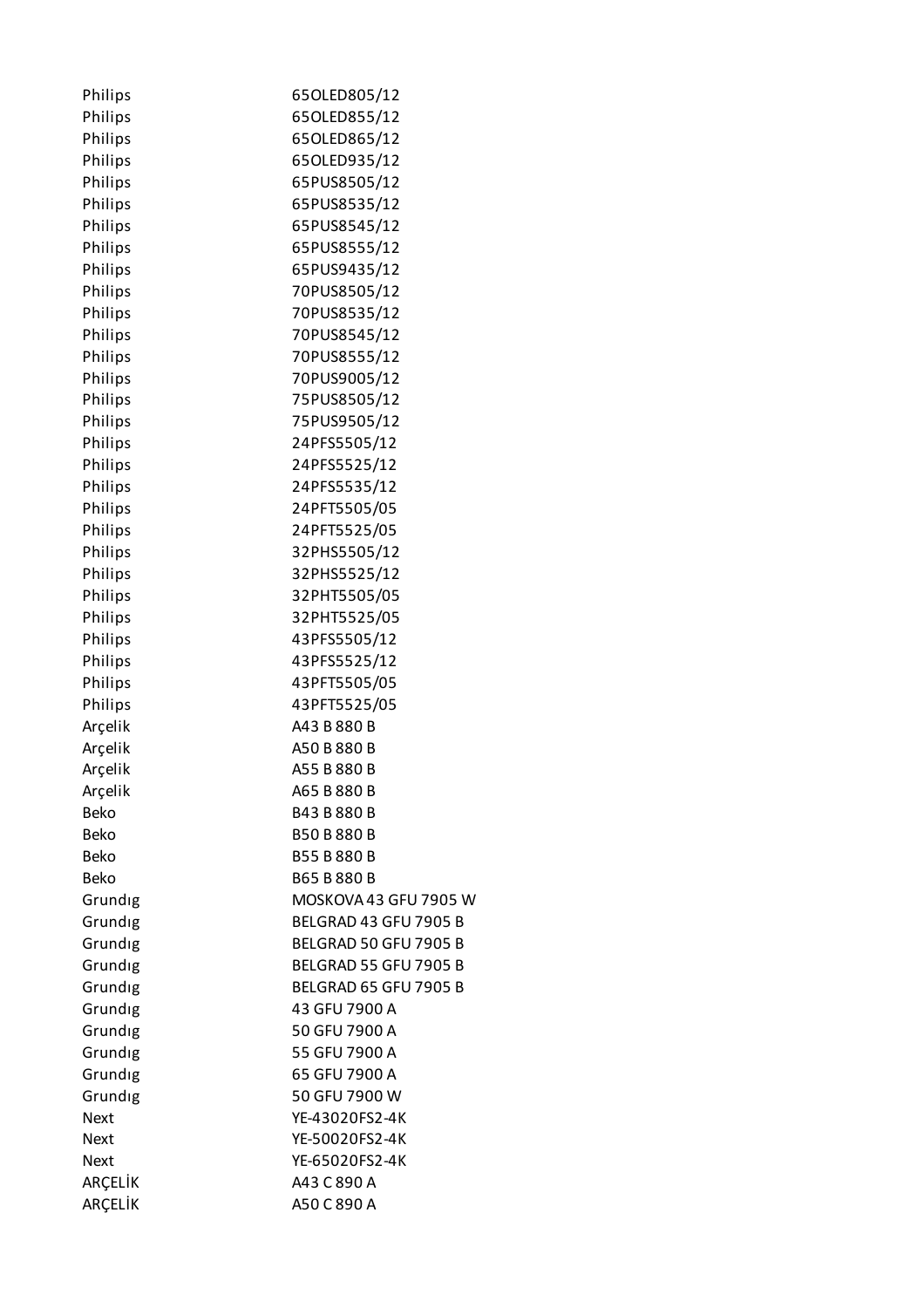| | |
|---|---|
| Philips | 65OLED805/12 |
| Philips | 65OLED855/12 |
| Philips | 65OLED865/12 |
| Philips | 65OLED935/12 |
| Philips | 65PUS8505/12 |
| Philips | 65PUS8535/12 |
| Philips | 65PUS8545/12 |
| Philips | 65PUS8555/12 |
| Philips | 65PUS9435/12 |
| Philips | 70PUS8505/12 |
| Philips | 70PUS8535/12 |
| Philips | 70PUS8545/12 |
| Philips | 70PUS8555/12 |
| Philips | 70PUS9005/12 |
| Philips | 75PUS8505/12 |
| Philips | 75PUS9505/12 |
| Philips | 24PFS5505/12 |
| Philips | 24PFS5525/12 |
| Philips | 24PFS5535/12 |
| Philips | 24PFT5505/05 |
| Philips | 24PFT5525/05 |
| Philips | 32PHS5505/12 |
| Philips | 32PHS5525/12 |
| Philips | 32PHT5505/05 |
| Philips | 32PHT5525/05 |
| Philips | 43PFS5505/12 |
| Philips | 43PFS5525/12 |
| Philips | 43PFT5505/05 |
| Philips | 43PFT5525/05 |
| Arçelik | A43 B 880 B |
| Arçelik | A50 B 880 B |
| Arçelik | A55 B 880 B |
| Arçelik | A65 B 880 B |
| Beko | B43 B 880 B |
| Beko | B50 B 880 B |
| Beko | B55 B 880 B |
| Beko | B65 B 880 B |
| Grundıg | MOSKOVA 43 GFU 7905 W |
| Grundıg | BELGRAD 43 GFU 7905 B |
| Grundıg | BELGRAD 50 GFU 7905 B |
| Grundıg | BELGRAD 55 GFU 7905 B |
| Grundıg | BELGRAD 65 GFU 7905 B |
| Grundıg | 43 GFU 7900 A |
| Grundıg | 50 GFU 7900 A |
| Grundıg | 55 GFU 7900 A |
| Grundıg | 65 GFU 7900 A |
| Grundıg | 50 GFU 7900 W |
| Next | YE-43020FS2-4K |
| Next | YE-50020FS2-4K |
| Next | YE-65020FS2-4K |
| ARÇELİK | A43 C 890 A |
| ARÇELİK | A50 C 890 A |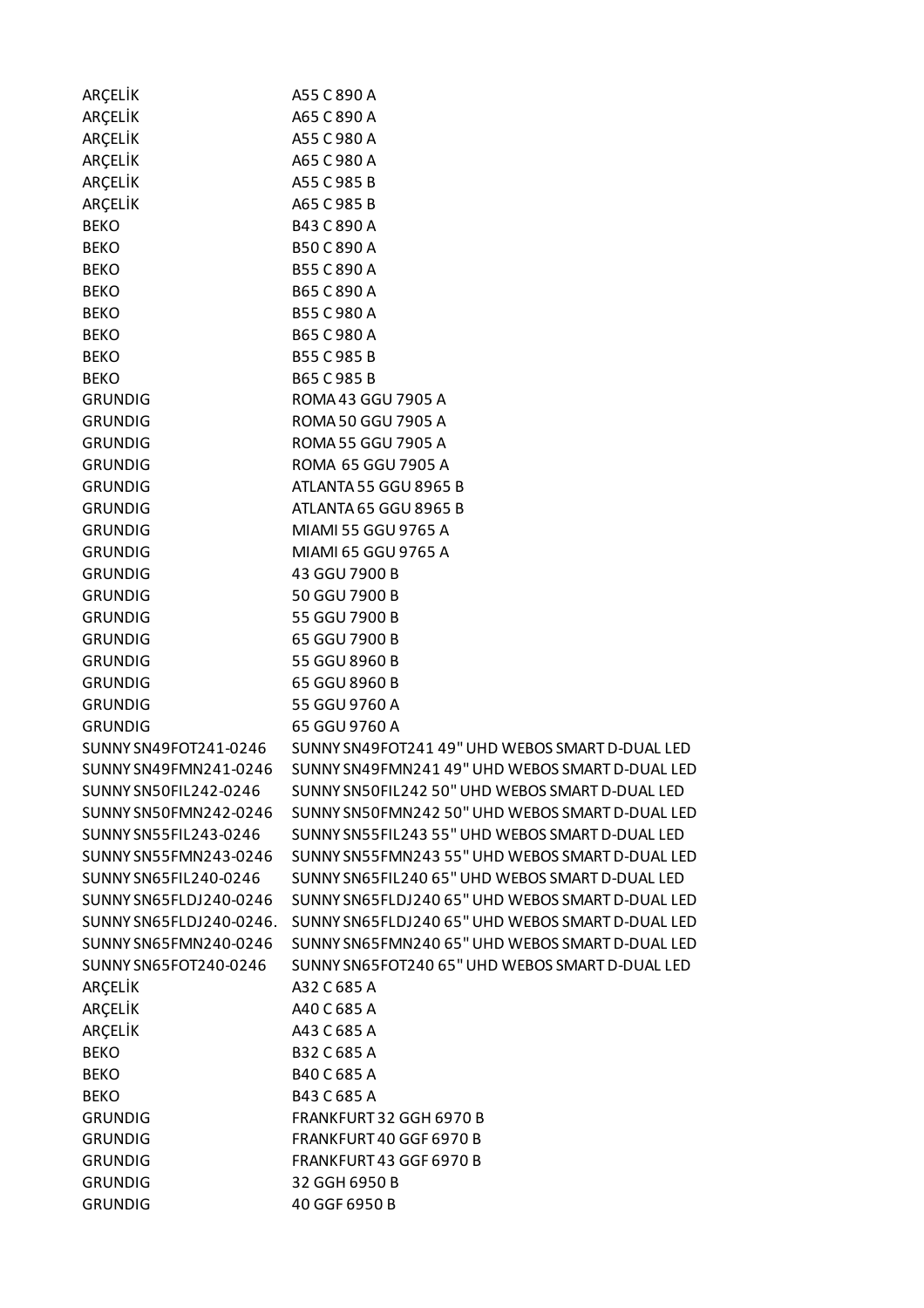| | |
|---|---|
| ARÇELİK | A55 C 890 A |
| ARÇELİK | A65 C 890 A |
| ARÇELİK | A55 C 980 A |
| ARÇELİK | A65 C 980 A |
| ARÇELİK | A55 C 985 B |
| ARÇELİK | A65 C 985 B |
| BEKO | B43 C 890 A |
| BEKO | B50 C 890 A |
| BEKO | B55 C 890 A |
| BEKO | B65 C 890 A |
| BEKO | B55 C 980 A |
| BEKO | B65 C 980 A |
| BEKO | B55 C 985 B |
| BEKO | B65 C 985 B |
| GRUNDIG | ROMA 43 GGU 7905 A |
| GRUNDIG | ROMA 50 GGU 7905 A |
| GRUNDIG | ROMA 55 GGU 7905 A |
| GRUNDIG | ROMA 65 GGU 7905 A |
| GRUNDIG | ATLANTA 55 GGU 8965 B |
| GRUNDIG | ATLANTA 65 GGU 8965 B |
| GRUNDIG | MIAMI 55 GGU 9765 A |
| GRUNDIG | MIAMI 65 GGU 9765 A |
| GRUNDIG | 43 GGU 7900 B |
| GRUNDIG | 50 GGU 7900 B |
| GRUNDIG | 55 GGU 7900 B |
| GRUNDIG | 65 GGU 7900 B |
| GRUNDIG | 55 GGU 8960 B |
| GRUNDIG | 65 GGU 8960 B |
| GRUNDIG | 55 GGU 9760 A |
| GRUNDIG | 65 GGU 9760 A |
| SUNNY SN49FOT241-0246 | SUNNY SN49FOT241 49" UHD WEBOS SMART D-DUAL LED |
| SUNNY SN49FMN241-0246 | SUNNY SN49FMN241 49" UHD WEBOS SMART D-DUAL LED |
| SUNNY SN50FIL242-0246 | SUNNY SN50FIL242 50" UHD WEBOS SMART D-DUAL LED |
| SUNNY SN50FMN242-0246 | SUNNY SN50FMN242 50" UHD WEBOS SMART D-DUAL LED |
| SUNNY SN55FIL243-0246 | SUNNY SN55FIL243 55" UHD WEBOS SMART D-DUAL LED |
| SUNNY SN55FMN243-0246 | SUNNY SN55FMN243 55" UHD WEBOS SMART D-DUAL LED |
| SUNNY SN65FIL240-0246 | SUNNY SN65FIL240 65" UHD WEBOS SMART D-DUAL LED |
| SUNNY SN65FLDJ240-0246 | SUNNY SN65FLDJ240 65" UHD WEBOS SMART D-DUAL LED |
| SUNNY SN65FLDJ240-0246. | SUNNY SN65FLDJ240 65" UHD WEBOS SMART D-DUAL LED |
| SUNNY SN65FMN240-0246 | SUNNY SN65FMN240 65" UHD WEBOS SMART D-DUAL LED |
| SUNNY SN65FOT240-0246 | SUNNY SN65FOT240 65" UHD WEBOS SMART D-DUAL LED |
| ARÇELİK | A32 C 685 A |
| ARÇELİK | A40 C 685 A |
| ARÇELİK | A43 C 685 A |
| BEKO | B32 C 685 A |
| BEKO | B40 C 685 A |
| BEKO | B43 C 685 A |
| GRUNDIG | FRANKFURT 32 GGH 6970 B |
| GRUNDIG | FRANKFURT 40 GGF 6970 B |
| GRUNDIG | FRANKFURT 43 GGF 6970 B |
| GRUNDIG | 32 GGH 6950 B |
| GRUNDIG | 40 GGF 6950 B |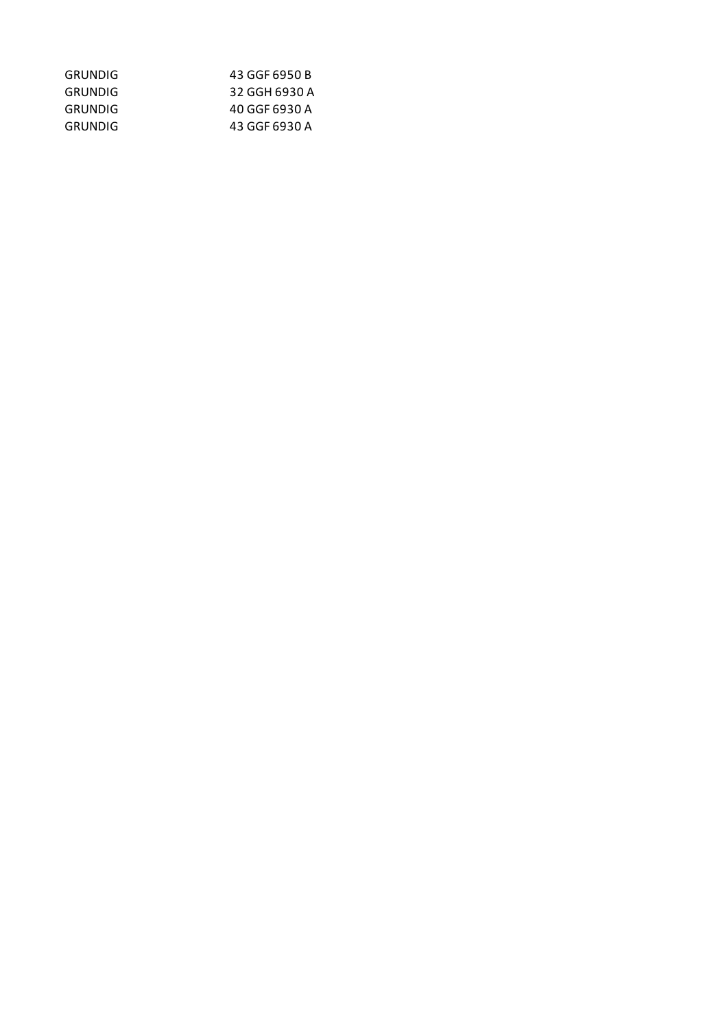| | |
|---|---|
| GRUNDIG | 43 GGF 6950 B |
| GRUNDIG | 32 GGH 6930 A |
| GRUNDIG | 40 GGF 6930 A |
| GRUNDIG | 43 GGF 6930 A |